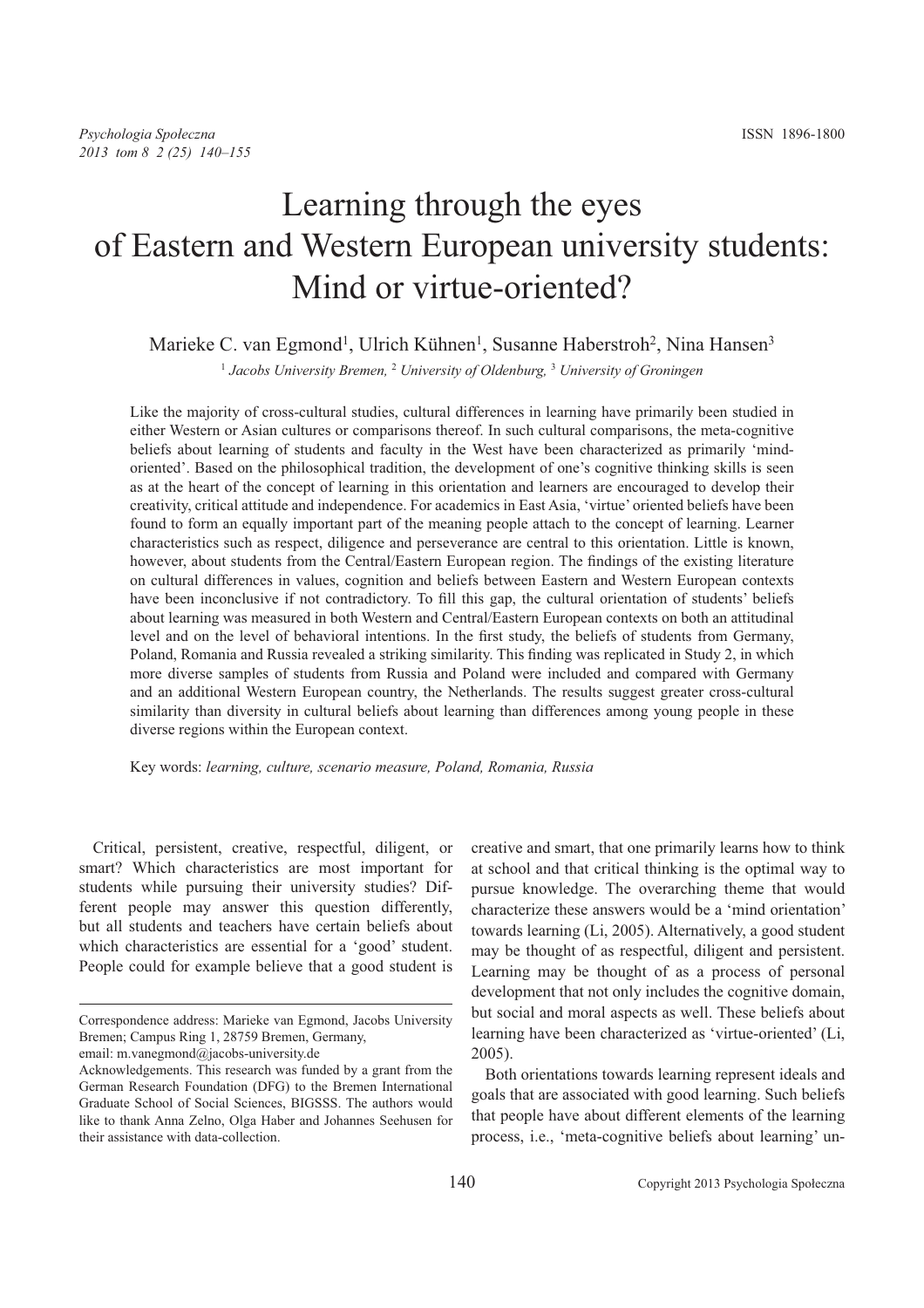# Learning through the eyes of Eastern and Western European university students: Mind or virtue-oriented?

Marieke C. van Egmond[1], Ulrich Kühnen[1], Susanne Haberstroh[2], Nina Hansen[3]

[1] *Jacobs University Bremen,* [2] *University of Oldenburg,* [3] *University of Groningen*

Like the majority of cross-cultural studies, cultural differences in learning have primarily been studied in either Western or Asian cultures or comparisons thereof. In such cultural comparisons, the meta-cognitive beliefs about learning of students and faculty in the West have been characterized as primarily 'mind-oriented'. Based on the philosophical tradition, the development of one's cognitive thinking skills is seen as at the heart of the concept of learning in this orientation and learners are encouraged to develop their creativity, critical attitude and independence. For academics in East Asia, 'virtue' oriented beliefs have been found to form an equally important part of the meaning people attach to the concept of learning. Learner characteristics such as respect, diligence and perseverance are central to this orientation. Little is known, however, about students from the Central/Eastern European region. The findings of the existing literature on cultural differences in values, cognition and beliefs between Eastern and Western European contexts have been inconclusive if not contradictory. To fill this gap, the cultural orientation of students' beliefs about learning was measured in both Western and Central/Eastern European contexts on both an attitudinal level and on the level of behavioral intentions. In the first study, the beliefs of students from Germany, Poland, Romania and Russia revealed a striking similarity. This finding was replicated in Study 2, in which more diverse samples of students from Russia and Poland were included and compared with Germany and an additional Western European country, the Netherlands. The results suggest greater cross-cultural similarity than diversity in cultural beliefs about learning than differences among young people in these diverse regions within the European context.

Key words: *learning, culture, scenario measure, Poland, Romania, Russia*

Critical, persistent, creative, respectful, diligent, or smart? Which characteristics are most important for students while pursuing their university studies? Different people may answer this question differently, but all students and teachers have certain beliefs about which characteristics are essential for a 'good' student. People could for example believe that a good student is creative and smart, that one primarily learns how to think at school and that critical thinking is the optimal way to pursue knowledge. The overarching theme that would characterize these answers would be a 'mind orientation' towards learning (Li, 2005). Alternatively, a good student may be thought of as respectful, diligent and persistent. Learning may be thought of as a process of personal development that not only includes the cognitive domain, but social and moral aspects as well. These beliefs about learning have been characterized as 'virtue-oriented' (Li, 2005).

Both orientations towards learning represent ideals and goals that are associated with good learning. Such beliefs that people have about different elements of the learning process, i.e., 'meta-cognitive beliefs about learning' un-

---

Correspondence address: Marieke van Egmond, Jacobs University Bremen; Campus Ring 1, 28759 Bremen, Germany,
email: m.vanegmond@jacobs-university.de

Acknowledgements. This research was funded by a grant from the German Research Foundation (DFG) to the Bremen International Graduate School of Social Sciences, BIGSSS. The authors would like to thank Anna Zelno, Olga Haber and Johannes Seehusen for their assistance with data-collection.

Copyright 2013 Psychologia Społeczna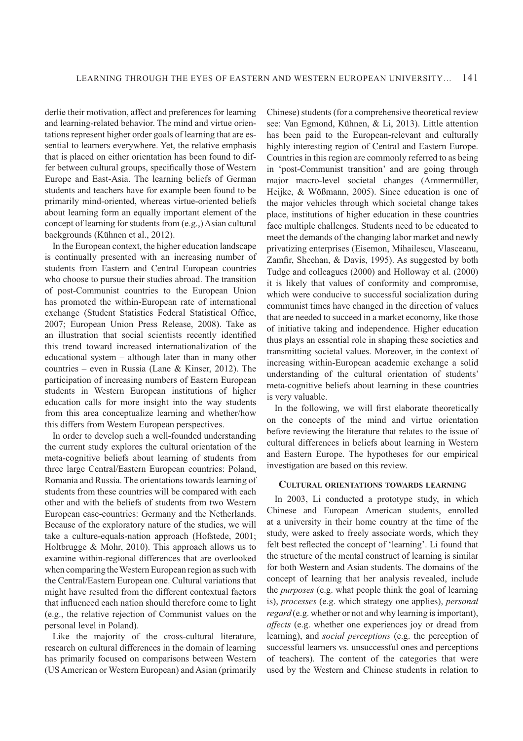derlie their motivation, affect and preferences for learning and learning-related behavior. The mind and virtue orientations represent higher order goals of learning that are essential to learners everywhere. Yet, the relative emphasis that is placed on either orientation has been found to differ between cultural groups, specifically those of Western Europe and East-Asia. The learning beliefs of German students and teachers have for example been found to be primarily mind-oriented, whereas virtue-oriented beliefs about learning form an equally important element of the concept of learning for students from (e.g.,) Asian cultural backgrounds (Kühnen et al., 2012).

In the European context, the higher education landscape is continually presented with an increasing number of students from Eastern and Central European countries who choose to pursue their studies abroad. The transition of post-Communist countries to the European Union has promoted the within-European rate of international exchange (Student Statistics Federal Statistical Office, 2007; European Union Press Release, 2008). Take as an illustration that social scientists recently identified this trend toward increased internationalization of the educational system – although later than in many other countries – even in Russia (Lane & Kinser, 2012). The participation of increasing numbers of Eastern European students in Western European institutions of higher education calls for more insight into the way students from this area conceptualize learning and whether/how this differs from Western European perspectives.

In order to develop such a well-founded understanding the current study explores the cultural orientation of the meta-cognitive beliefs about learning of students from three large Central/Eastern European countries: Poland, Romania and Russia. The orientations towards learning of students from these countries will be compared with each other and with the beliefs of students from two Western European case-countries: Germany and the Netherlands. Because of the exploratory nature of the studies, we will take a culture-equals-nation approach (Hofstede, 2001; Holtbrugge & Mohr, 2010). This approach allows us to examine within-regional differences that are overlooked when comparing the Western European region as such with the Central/Eastern European one. Cultural variations that might have resulted from the different contextual factors that influenced each nation should therefore come to light (e.g., the relative rejection of Communist values on the personal level in Poland).

Like the majority of the cross-cultural literature, research on cultural differences in the domain of learning has primarily focused on comparisons between Western (US American or Western European) and Asian (primarily Chinese) students (for a comprehensive theoretical review see: Van Egmond, Kühnen, & Li, 2013). Little attention has been paid to the European-relevant and culturally highly interesting region of Central and Eastern Europe. Countries in this region are commonly referred to as being in 'post-Communist transition' and are going through major macro-level societal changes (Ammermüller, Heijke, & Wößmann, 2005). Since education is one of the major vehicles through which societal change takes place, institutions of higher education in these countries face multiple challenges. Students need to be educated to meet the demands of the changing labor market and newly privatizing enterprises (Eisemon, Mihailescu, Vlasceanu, Zamfir, Sheehan, & Davis, 1995). As suggested by both Tudge and colleagues (2000) and Holloway et al. (2000) it is likely that values of conformity and compromise, which were conducive to successful socialization during communist times have changed in the direction of values that are needed to succeed in a market economy, like those of initiative taking and independence. Higher education thus plays an essential role in shaping these societies and transmitting societal values. Moreover, in the context of increasing within-European academic exchange a solid understanding of the cultural orientation of students' meta-cognitive beliefs about learning in these countries is very valuable.

In the following, we will first elaborate theoretically on the concepts of the mind and virtue orientation before reviewing the literature that relates to the issue of cultural differences in beliefs about learning in Western and Eastern Europe. The hypotheses for our empirical investigation are based on this review.

## Cultural orientations towards learning

In 2003, Li conducted a prototype study, in which Chinese and European American students, enrolled at a university in their home country at the time of the study, were asked to freely associate words, which they felt best reflected the concept of 'learning'. Li found that the structure of the mental construct of learning is similar for both Western and Asian students. The domains of the concept of learning that her analysis revealed, include the *purposes* (e.g. what people think the goal of learning is), *processes* (e.g. which strategy one applies), *personal regard* (e.g. whether or not and why learning is important), *affects* (e.g. whether one experiences joy or dread from learning), and *social perceptions* (e.g. the perception of successful learners vs. unsuccessful ones and perceptions of teachers). The content of the categories that were used by the Western and Chinese students in relation to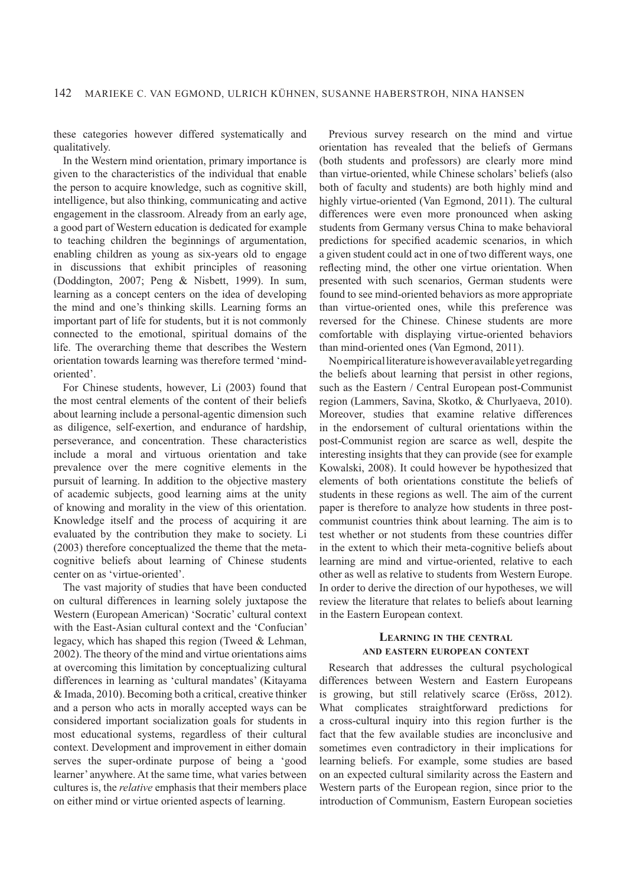these categories however differed systematically and qualitatively.

In the Western mind orientation, primary importance is given to the characteristics of the individual that enable the person to acquire knowledge, such as cognitive skill, intelligence, but also thinking, communicating and active engagement in the classroom. Already from an early age, a good part of Western education is dedicated for example to teaching children the beginnings of argumentation, enabling children as young as six-years old to engage in discussions that exhibit principles of reasoning (Doddington, 2007; Peng & Nisbett, 1999). In sum, learning as a concept centers on the idea of developing the mind and one's thinking skills. Learning forms an important part of life for students, but it is not commonly connected to the emotional, spiritual domains of the life. The overarching theme that describes the Western orientation towards learning was therefore termed 'mind-oriented'.

For Chinese students, however, Li (2003) found that the most central elements of the content of their beliefs about learning include a personal-agentic dimension such as diligence, self-exertion, and endurance of hardship, perseverance, and concentration. These characteristics include a moral and virtuous orientation and take prevalence over the mere cognitive elements in the pursuit of learning. In addition to the objective mastery of academic subjects, good learning aims at the unity of knowing and morality in the view of this orientation. Knowledge itself and the process of acquiring it are evaluated by the contribution they make to society. Li (2003) therefore conceptualized the theme that the meta-cognitive beliefs about learning of Chinese students center on as 'virtue-oriented'.

The vast majority of studies that have been conducted on cultural differences in learning solely juxtapose the Western (European American) 'Socratic' cultural context with the East-Asian cultural context and the 'Confucian' legacy, which has shaped this region (Tweed & Lehman, 2002). The theory of the mind and virtue orientations aims at overcoming this limitation by conceptualizing cultural differences in learning as 'cultural mandates' (Kitayama & Imada, 2010). Becoming both a critical, creative thinker and a person who acts in morally accepted ways can be considered important socialization goals for students in most educational systems, regardless of their cultural context. Development and improvement in either domain serves the super-ordinate purpose of being a 'good learner' anywhere. At the same time, what varies between cultures is, the *relative* emphasis that their members place on either mind or virtue oriented aspects of learning.

Previous survey research on the mind and virtue orientation has revealed that the beliefs of Germans (both students and professors) are clearly more mind than virtue-oriented, while Chinese scholars' beliefs (also both of faculty and students) are both highly mind and highly virtue-oriented (Van Egmond, 2011). The cultural differences were even more pronounced when asking students from Germany versus China to make behavioral predictions for specified academic scenarios, in which a given student could act in one of two different ways, one reflecting mind, the other one virtue orientation. When presented with such scenarios, German students were found to see mind-oriented behaviors as more appropriate than virtue-oriented ones, while this preference was reversed for the Chinese. Chinese students are more comfortable with displaying virtue-oriented behaviors than mind-oriented ones (Van Egmond, 2011).

No empirical literature is however available yet regarding the beliefs about learning that persist in other regions, such as the Eastern / Central European post-Communist region (Lammers, Savina, Skotko, & Churlyaeva, 2010). Moreover, studies that examine relative differences in the endorsement of cultural orientations within the post-Communist region are scarce as well, despite the interesting insights that they can provide (see for example Kowalski, 2008). It could however be hypothesized that elements of both orientations constitute the beliefs of students in these regions as well. The aim of the current paper is therefore to analyze how students in three post-communist countries think about learning. The aim is to test whether or not students from these countries differ in the extent to which their meta-cognitive beliefs about learning are mind and virtue-oriented, relative to each other as well as relative to students from Western Europe. In order to derive the direction of our hypotheses, we will review the literature that relates to beliefs about learning in the Eastern European context.

## Learning in the Central and Eastern European Context

Research that addresses the cultural psychological differences between Western and Eastern Europeans is growing, but still relatively scarce (Eröss, 2012). What complicates straightforward predictions for a cross-cultural inquiry into this region further is the fact that the few available studies are inconclusive and sometimes even contradictory in their implications for learning beliefs. For example, some studies are based on an expected cultural similarity across the Eastern and Western parts of the European region, since prior to the introduction of Communism, Eastern European societies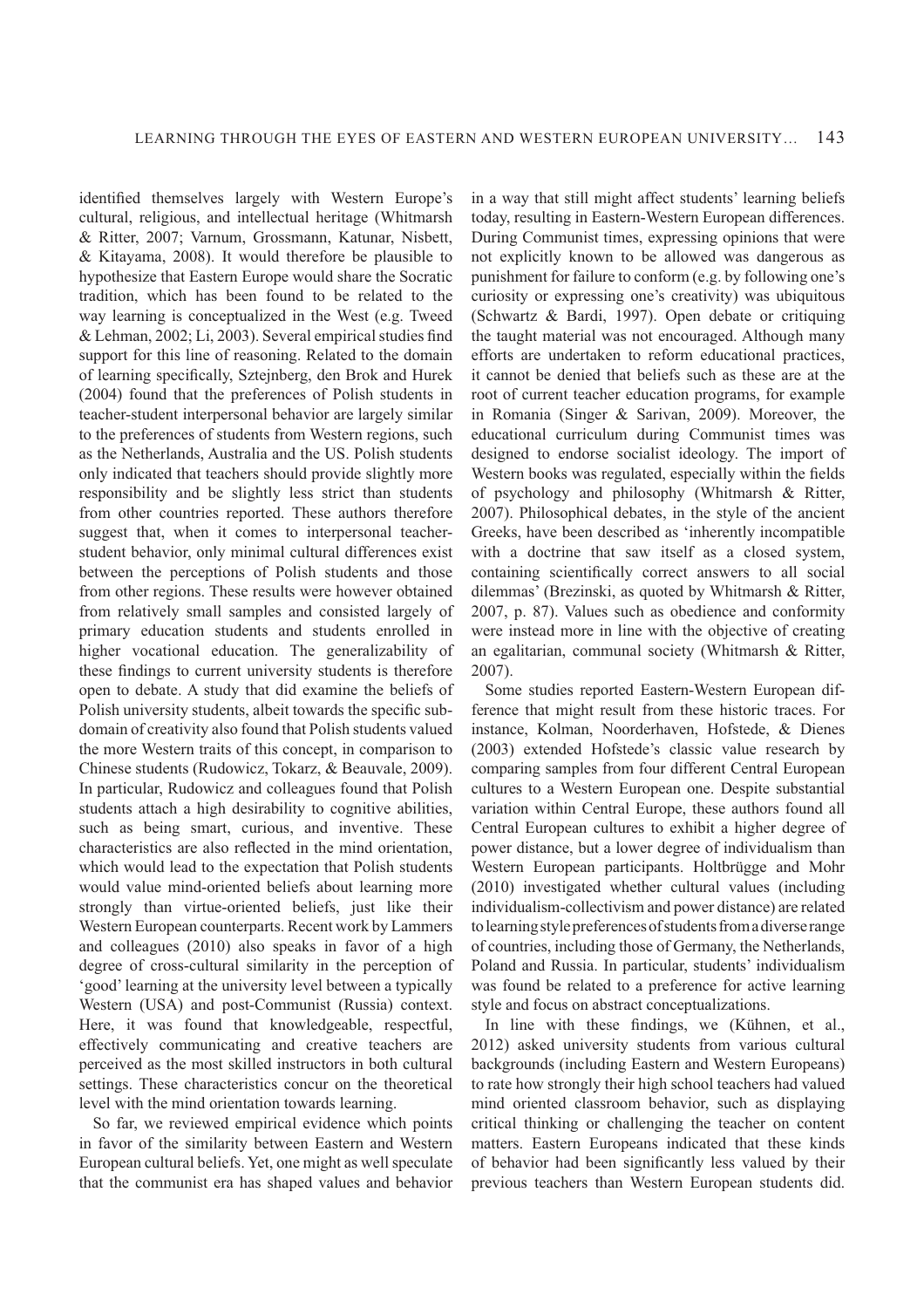identified themselves largely with Western Europe's cultural, religious, and intellectual heritage (Whitmarsh & Ritter, 2007; Varnum, Grossmann, Katunar, Nisbett, & Kitayama, 2008). It would therefore be plausible to hypothesize that Eastern Europe would share the Socratic tradition, which has been found to be related to the way learning is conceptualized in the West (e.g. Tweed & Lehman, 2002; Li, 2003). Several empirical studies find support for this line of reasoning. Related to the domain of learning specifically, Sztejnberg, den Brok and Hurek (2004) found that the preferences of Polish students in teacher-student interpersonal behavior are largely similar to the preferences of students from Western regions, such as the Netherlands, Australia and the US. Polish students only indicated that teachers should provide slightly more responsibility and be slightly less strict than students from other countries reported. These authors therefore suggest that, when it comes to interpersonal teacher-student behavior, only minimal cultural differences exist between the perceptions of Polish students and those from other regions. These results were however obtained from relatively small samples and consisted largely of primary education students and students enrolled in higher vocational education. The generalizability of these findings to current university students is therefore open to debate. A study that did examine the beliefs of Polish university students, albeit towards the specific sub-domain of creativity also found that Polish students valued the more Western traits of this concept, in comparison to Chinese students (Rudowicz, Tokarz, & Beauvale, 2009). In particular, Rudowicz and colleagues found that Polish students attach a high desirability to cognitive abilities, such as being smart, curious, and inventive. These characteristics are also reflected in the mind orientation, which would lead to the expectation that Polish students would value mind-oriented beliefs about learning more strongly than virtue-oriented beliefs, just like their Western European counterparts. Recent work by Lammers and colleagues (2010) also speaks in favor of a high degree of cross-cultural similarity in the perception of 'good' learning at the university level between a typically Western (USA) and post-Communist (Russia) context. Here, it was found that knowledgeable, respectful, effectively communicating and creative teachers are perceived as the most skilled instructors in both cultural settings. These characteristics concur on the theoretical level with the mind orientation towards learning.

So far, we reviewed empirical evidence which points in favor of the similarity between Eastern and Western European cultural beliefs. Yet, one might as well speculate that the communist era has shaped values and behavior in a way that still might affect students' learning beliefs today, resulting in Eastern-Western European differences. During Communist times, expressing opinions that were not explicitly known to be allowed was dangerous as punishment for failure to conform (e.g. by following one's curiosity or expressing one's creativity) was ubiquitous (Schwartz & Bardi, 1997). Open debate or critiquing the taught material was not encouraged. Although many efforts are undertaken to reform educational practices, it cannot be denied that beliefs such as these are at the root of current teacher education programs, for example in Romania (Singer & Sarivan, 2009). Moreover, the educational curriculum during Communist times was designed to endorse socialist ideology. The import of Western books was regulated, especially within the fields of psychology and philosophy (Whitmarsh & Ritter, 2007). Philosophical debates, in the style of the ancient Greeks, have been described as 'inherently incompatible with a doctrine that saw itself as a closed system, containing scientifically correct answers to all social dilemmas' (Brezinski, as quoted by Whitmarsh & Ritter, 2007, p. 87). Values such as obedience and conformity were instead more in line with the objective of creating an egalitarian, communal society (Whitmarsh & Ritter, 2007).

Some studies reported Eastern-Western European difference that might result from these historic traces. For instance, Kolman, Noorderhaven, Hofstede, & Dienes (2003) extended Hofstede's classic value research by comparing samples from four different Central European cultures to a Western European one. Despite substantial variation within Central Europe, these authors found all Central European cultures to exhibit a higher degree of power distance, but a lower degree of individualism than Western European participants. Holtbrügge and Mohr (2010) investigated whether cultural values (including individualism-collectivism and power distance) are related to learning style preferences of students from a diverse range of countries, including those of Germany, the Netherlands, Poland and Russia. In particular, students' individualism was found be related to a preference for active learning style and focus on abstract conceptualizations.

In line with these findings, we (Kühnen, et al., 2012) asked university students from various cultural backgrounds (including Eastern and Western Europeans) to rate how strongly their high school teachers had valued mind oriented classroom behavior, such as displaying critical thinking or challenging the teacher on content matters. Eastern Europeans indicated that these kinds of behavior had been significantly less valued by their previous teachers than Western European students did.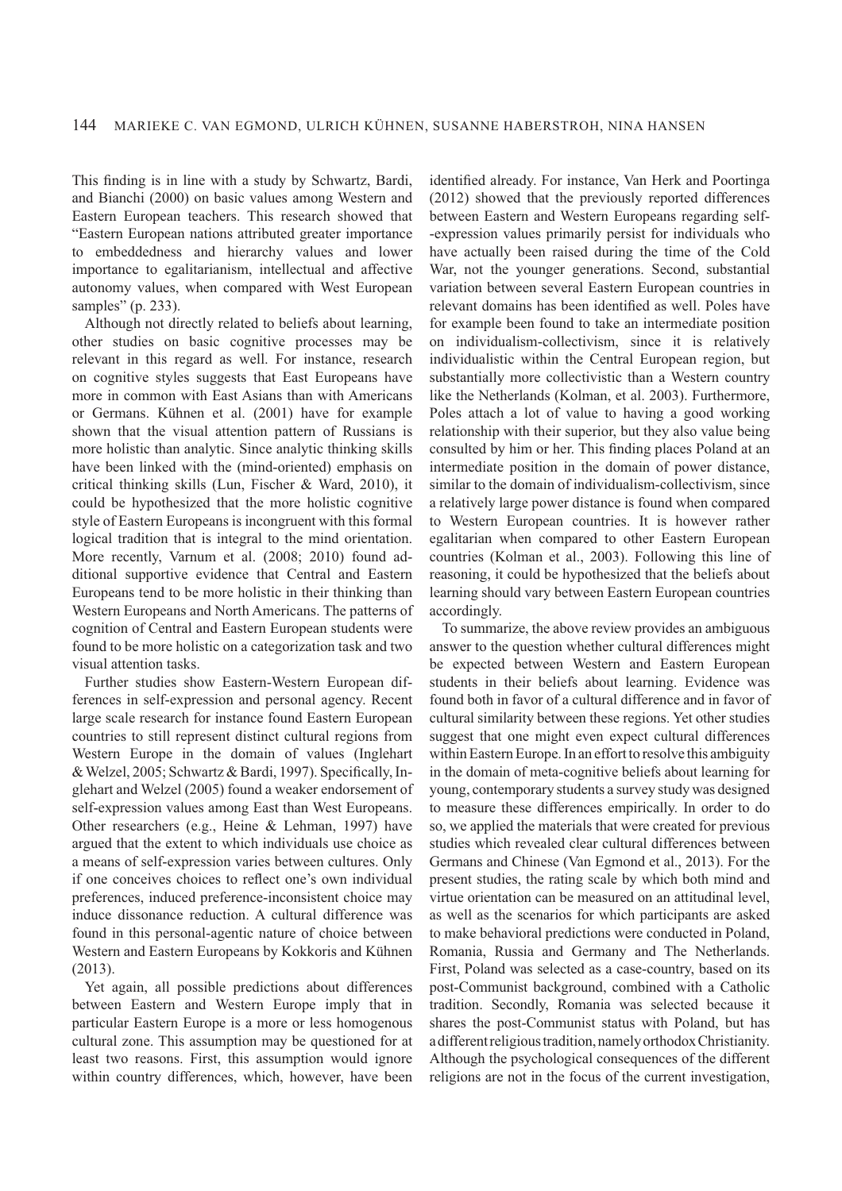This finding is in line with a study by Schwartz, Bardi, and Bianchi (2000) on basic values among Western and Eastern European teachers. This research showed that "Eastern European nations attributed greater importance to embeddedness and hierarchy values and lower importance to egalitarianism, intellectual and affective autonomy values, when compared with West European samples" (p. 233).

Although not directly related to beliefs about learning, other studies on basic cognitive processes may be relevant in this regard as well. For instance, research on cognitive styles suggests that East Europeans have more in common with East Asians than with Americans or Germans. Kühnen et al. (2001) have for example shown that the visual attention pattern of Russians is more holistic than analytic. Since analytic thinking skills have been linked with the (mind-oriented) emphasis on critical thinking skills (Lun, Fischer & Ward, 2010), it could be hypothesized that the more holistic cognitive style of Eastern Europeans is incongruent with this formal logical tradition that is integral to the mind orientation. More recently, Varnum et al. (2008; 2010) found additional supportive evidence that Central and Eastern Europeans tend to be more holistic in their thinking than Western Europeans and North Americans. The patterns of cognition of Central and Eastern European students were found to be more holistic on a categorization task and two visual attention tasks.

Further studies show Eastern-Western European differences in self-expression and personal agency. Recent large scale research for instance found Eastern European countries to still represent distinct cultural regions from Western Europe in the domain of values (Inglehart & Welzel, 2005; Schwartz & Bardi, 1997). Specifically, Inglehart and Welzel (2005) found a weaker endorsement of self-expression values among East than West Europeans. Other researchers (e.g., Heine & Lehman, 1997) have argued that the extent to which individuals use choice as a means of self-expression varies between cultures. Only if one conceives choices to reflect one's own individual preferences, induced preference-inconsistent choice may induce dissonance reduction. A cultural difference was found in this personal-agentic nature of choice between Western and Eastern Europeans by Kokkoris and Kühnen (2013).

Yet again, all possible predictions about differences between Eastern and Western Europe imply that in particular Eastern Europe is a more or less homogenous cultural zone. This assumption may be questioned for at least two reasons. First, this assumption would ignore within country differences, which, however, have been identified already. For instance, Van Herk and Poortinga (2012) showed that the previously reported differences between Eastern and Western Europeans regarding self-expression values primarily persist for individuals who have actually been raised during the time of the Cold War, not the younger generations. Second, substantial variation between several Eastern European countries in relevant domains has been identified as well. Poles have for example been found to take an intermediate position on individualism-collectivism, since it is relatively individualistic within the Central European region, but substantially more collectivistic than a Western country like the Netherlands (Kolman, et al. 2003). Furthermore, Poles attach a lot of value to having a good working relationship with their superior, but they also value being consulted by him or her. This finding places Poland at an intermediate position in the domain of power distance, similar to the domain of individualism-collectivism, since a relatively large power distance is found when compared to Western European countries. It is however rather egalitarian when compared to other Eastern European countries (Kolman et al., 2003). Following this line of reasoning, it could be hypothesized that the beliefs about learning should vary between Eastern European countries accordingly.

To summarize, the above review provides an ambiguous answer to the question whether cultural differences might be expected between Western and Eastern European students in their beliefs about learning. Evidence was found both in favor of a cultural difference and in favor of cultural similarity between these regions. Yet other studies suggest that one might even expect cultural differences within Eastern Europe. In an effort to resolve this ambiguity in the domain of meta-cognitive beliefs about learning for young, contemporary students a survey study was designed to measure these differences empirically. In order to do so, we applied the materials that were created for previous studies which revealed clear cultural differences between Germans and Chinese (Van Egmond et al., 2013). For the present studies, the rating scale by which both mind and virtue orientation can be measured on an attitudinal level, as well as the scenarios for which participants are asked to make behavioral predictions were conducted in Poland, Romania, Russia and Germany and The Netherlands. First, Poland was selected as a case-country, based on its post-Communist background, combined with a Catholic tradition. Secondly, Romania was selected because it shares the post-Communist status with Poland, but has a different religious tradition, namely orthodox Christianity. Although the psychological consequences of the different religions are not in the focus of the current investigation,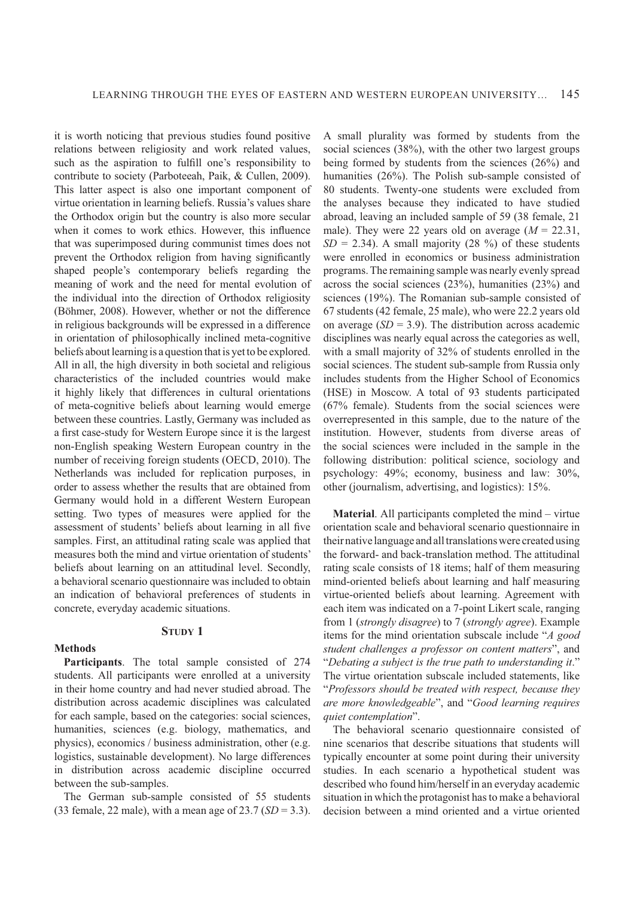it is worth noticing that previous studies found positive relations between religiosity and work related values, such as the aspiration to fulfill one's responsibility to contribute to society (Parboteeah, Paik, & Cullen, 2009). This latter aspect is also one important component of virtue orientation in learning beliefs. Russia's values share the Orthodox origin but the country is also more secular when it comes to work ethics. However, this influence that was superimposed during communist times does not prevent the Orthodox religion from having significantly shaped people's contemporary beliefs regarding the meaning of work and the need for mental evolution of the individual into the direction of Orthodox religiosity (Böhmer, 2008). However, whether or not the difference in religious backgrounds will be expressed in a difference in orientation of philosophically inclined meta-cognitive beliefs about learning is a question that is yet to be explored. All in all, the high diversity in both societal and religious characteristics of the included countries would make it highly likely that differences in cultural orientations of meta-cognitive beliefs about learning would emerge between these countries. Lastly, Germany was included as a first case-study for Western Europe since it is the largest non-English speaking Western European country in the number of receiving foreign students (OECD, 2010). The Netherlands was included for replication purposes, in order to assess whether the results that are obtained from Germany would hold in a different Western European setting. Two types of measures were applied for the assessment of students' beliefs about learning in all five samples. First, an attitudinal rating scale was applied that measures both the mind and virtue orientation of students' beliefs about learning on an attitudinal level. Secondly, a behavioral scenario questionnaire was included to obtain an indication of behavioral preferences of students in concrete, everyday academic situations.

## Study 1

### Methods

**Participants**. The total sample consisted of 274 students. All participants were enrolled at a university in their home country and had never studied abroad. The distribution across academic disciplines was calculated for each sample, based on the categories: social sciences, humanities, sciences (e.g. biology, mathematics, and physics), economics / business administration, other (e.g. logistics, sustainable development). No large differences in distribution across academic discipline occurred between the sub-samples.

The German sub-sample consisted of 55 students (33 female, 22 male), with a mean age of 23.7 ($SD$ = 3.3). A small plurality was formed by students from the social sciences (38%), with the other two largest groups being formed by students from the sciences (26%) and humanities (26%). The Polish sub-sample consisted of 80 students. Twenty-one students were excluded from the analyses because they indicated to have studied abroad, leaving an included sample of 59 (38 female, 21 male). They were 22 years old on average ($M$ = 22.31, $SD$ = 2.34). A small majority (28 %) of these students were enrolled in economics or business administration programs. The remaining sample was nearly evenly spread across the social sciences (23%), humanities (23%) and sciences (19%). The Romanian sub-sample consisted of 67 students (42 female, 25 male), who were 22.2 years old on average ($SD$ = 3.9). The distribution across academic disciplines was nearly equal across the categories as well, with a small majority of 32% of students enrolled in the social sciences. The student sub-sample from Russia only includes students from the Higher School of Economics (HSE) in Moscow. A total of 93 students participated (67% female). Students from the social sciences were overrepresented in this sample, due to the nature of the institution. However, students from diverse areas of the social sciences were included in the sample in the following distribution: political science, sociology and psychology: 49%; economy, business and law: 30%, other (journalism, advertising, and logistics): 15%.

**Material**. All participants completed the mind – virtue orientation scale and behavioral scenario questionnaire in their native language and all translations were created using the forward- and back-translation method. The attitudinal rating scale consists of 18 items; half of them measuring mind-oriented beliefs about learning and half measuring virtue-oriented beliefs about learning. Agreement with each item was indicated on a 7-point Likert scale, ranging from 1 (*strongly disagree*) to 7 (*strongly agree*). Example items for the mind orientation subscale include "*A good student challenges a professor on content matters*", and "*Debating a subject is the true path to understanding it*." The virtue orientation subscale included statements, like "*Professors should be treated with respect, because they are more knowledgeable*", and "*Good learning requires quiet contemplation*".

The behavioral scenario questionnaire consisted of nine scenarios that describe situations that students will typically encounter at some point during their university studies. In each scenario a hypothetical student was described who found him/herself in an everyday academic situation in which the protagonist has to make a behavioral decision between a mind oriented and a virtue oriented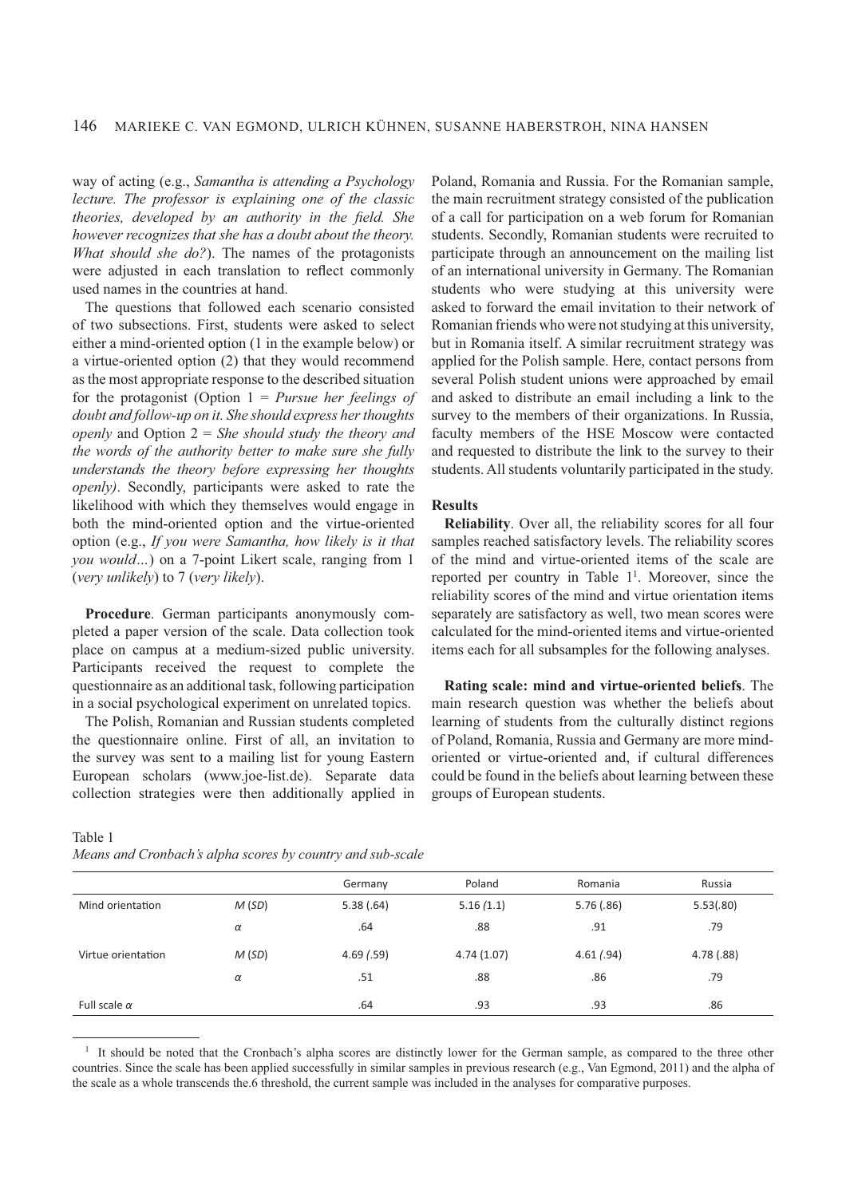way of acting (e.g., *Samantha is attending a Psychology lecture. The professor is explaining one of the classic theories, developed by an authority in the field. She however recognizes that she has a doubt about the theory. What should she do?*). The names of the protagonists were adjusted in each translation to reflect commonly used names in the countries at hand.

The questions that followed each scenario consisted of two subsections. First, students were asked to select either a mind-oriented option (1 in the example below) or a virtue-oriented option (2) that they would recommend as the most appropriate response to the described situation for the protagonist (Option 1 = *Pursue her feelings of doubt and follow-up on it. She should express her thoughts openly* and Option 2 = *She should study the theory and the words of the authority better to make sure she fully understands the theory before expressing her thoughts openly)*. Secondly, participants were asked to rate the likelihood with which they themselves would engage in both the mind-oriented option and the virtue-oriented option (e.g., *If you were Samantha, how likely is it that you would…*) on a 7-point Likert scale, ranging from 1 (*very unlikely*) to 7 (*very likely*).

**Procedure**. German participants anonymously completed a paper version of the scale. Data collection took place on campus at a medium-sized public university. Participants received the request to complete the questionnaire as an additional task, following participation in a social psychological experiment on unrelated topics.

The Polish, Romanian and Russian students completed the questionnaire online. First of all, an invitation to the survey was sent to a mailing list for young Eastern European scholars (www.joe-list.de). Separate data collection strategies were then additionally applied in Poland, Romania and Russia. For the Romanian sample, the main recruitment strategy consisted of the publication of a call for participation on a web forum for Romanian students. Secondly, Romanian students were recruited to participate through an announcement on the mailing list of an international university in Germany. The Romanian students who were studying at this university were asked to forward the email invitation to their network of Romanian friends who were not studying at this university, but in Romania itself. A similar recruitment strategy was applied for the Polish sample. Here, contact persons from several Polish student unions were approached by email and asked to distribute an email including a link to the survey to the members of their organizations. In Russia, faculty members of the HSE Moscow were contacted and requested to distribute the link to the survey to their students. All students voluntarily participated in the study.

### Results

**Reliability**. Over all, the reliability scores for all four samples reached satisfactory levels. The reliability scores of the mind and virtue-oriented items of the scale are reported per country in Table 1[1]. Moreover, since the reliability scores of the mind and virtue orientation items separately are satisfactory as well, two mean scores were calculated for the mind-oriented items and virtue-oriented items each for all subsamples for the following analyses.

**Rating scale: mind and virtue-oriented beliefs**. The main research question was whether the beliefs about learning of students from the culturally distinct regions of Poland, Romania, Russia and Germany are more mind-oriented or virtue-oriented and, if cultural differences could be found in the beliefs about learning between these groups of European students.

Table 1
*Means and Cronbach's alpha scores by country and sub-scale*

| | | Germany | Poland | Romania | Russia |
|---|---|---|---|---|---|
| Mind orientation | *M* (*SD*) | 5.38 (.64) | 5.16 *(1.1)* | 5.76 (.86) | 5.53(.80) |
| | *α* | .64 | .88 | .91 | .79 |
| Virtue orientation | *M* (*SD*) | 4.69 *(.59)* | 4.74 (1.07) | 4.61 *(.94)* | 4.78 (.88) |
| | *α* | .51 | .88 | .86 | .79 |
| Full scale *α* | | .64 | .93 | .93 | .86 |

[1] It should be noted that the Cronbach's alpha scores are distinctly lower for the German sample, as compared to the three other countries. Since the scale has been applied successfully in similar samples in previous research (e.g., Van Egmond, 2011) and the alpha of the scale as a whole transcends the.6 threshold, the current sample was included in the analyses for comparative purposes.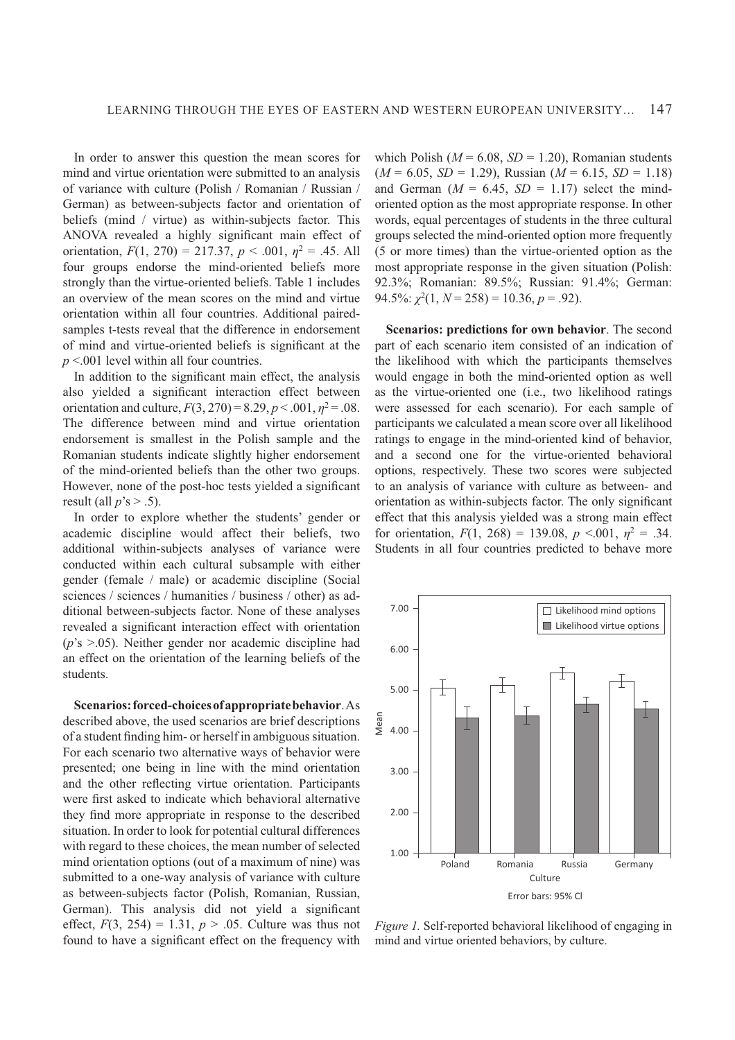In order to answer this question the mean scores for mind and virtue orientation were submitted to an analysis of variance with culture (Polish / Romanian / Russian / German) as between-subjects factor and orientation of beliefs (mind / virtue) as within-subjects factor. This ANOVA revealed a highly significant main effect of orientation, $F(1, 270) = 217.37$, $p < .001$, $\eta^2 = .45$. All four groups endorse the mind-oriented beliefs more strongly than the virtue-oriented beliefs. Table 1 includes an overview of the mean scores on the mind and virtue orientation within all four countries. Additional paired-samples t-tests reveal that the difference in endorsement of mind and virtue-oriented beliefs is significant at the $p < .001$ level within all four countries.

In addition to the significant main effect, the analysis also yielded a significant interaction effect between orientation and culture, $F(3, 270) = 8.29$, $p < .001$, $\eta^2 = .08$. The difference between mind and virtue orientation endorsement is smallest in the Polish sample and the Romanian students indicate slightly higher endorsement of the mind-oriented beliefs than the other two groups. However, none of the post-hoc tests yielded a significant result (all $p$'s > .5).

In order to explore whether the students' gender or academic discipline would affect their beliefs, two additional within-subjects analyses of variance were conducted within each cultural subsample with either gender (female / male) or academic discipline (Social sciences / sciences / humanities / business / other) as additional between-subjects factor. None of these analyses revealed a significant interaction effect with orientation ($p$'s > .05). Neither gender nor academic discipline had an effect on the orientation of the learning beliefs of the students.

**Scenarios: forced-choices of appropriate behavior**. As described above, the used scenarios are brief descriptions of a student finding him- or herself in ambiguous situation. For each scenario two alternative ways of behavior were presented; one being in line with the mind orientation and the other reflecting virtue orientation. Participants were first asked to indicate which behavioral alternative they find more appropriate in response to the described situation. In order to look for potential cultural differences with regard to these choices, the mean number of selected mind orientation options (out of a maximum of nine) was submitted to a one-way analysis of variance with culture as between-subjects factor (Polish, Romanian, Russian, German). This analysis did not yield a significant effect, $F(3, 254) = 1.31$, $p > .05$. Culture was thus not found to have a significant effect on the frequency with which Polish ($M = 6.08$, $SD = 1.20$), Romanian students ($M = 6.05$, $SD = 1.29$), Russian ($M = 6.15$, $SD = 1.18$) and German ($M = 6.45$, $SD = 1.17$) select the mind-oriented option as the most appropriate response. In other words, equal percentages of students in the three cultural groups selected the mind-oriented option more frequently (5 or more times) than the virtue-oriented option as the most appropriate response in the given situation (Polish: 92.3%; Romanian: 89.5%; Russian: 91.4%; German: 94.5%: $\chi^2(1, N = 258) = 10.36$, $p = .92$).

**Scenarios: predictions for own behavior**. The second part of each scenario item consisted of an indication of the likelihood with which the participants themselves would engage in both the mind-oriented option as well as the virtue-oriented one (i.e., two likelihood ratings were assessed for each scenario). For each sample of participants we calculated a mean score over all likelihood ratings to engage in the mind-oriented kind of behavior, and a second one for the virtue-oriented behavioral options, respectively. These two scores were subjected to an analysis of variance with culture as between- and orientation as within-subjects factor. The only significant effect that this analysis yielded was a strong main effect for orientation, $F(1, 268) = 139.08$, $p < .001$, $\eta^2 = .34$. Students in all four countries predicted to behave more

*Figure 1.* Self-reported behavioral likelihood of engaging in mind and virtue oriented behaviors, by culture.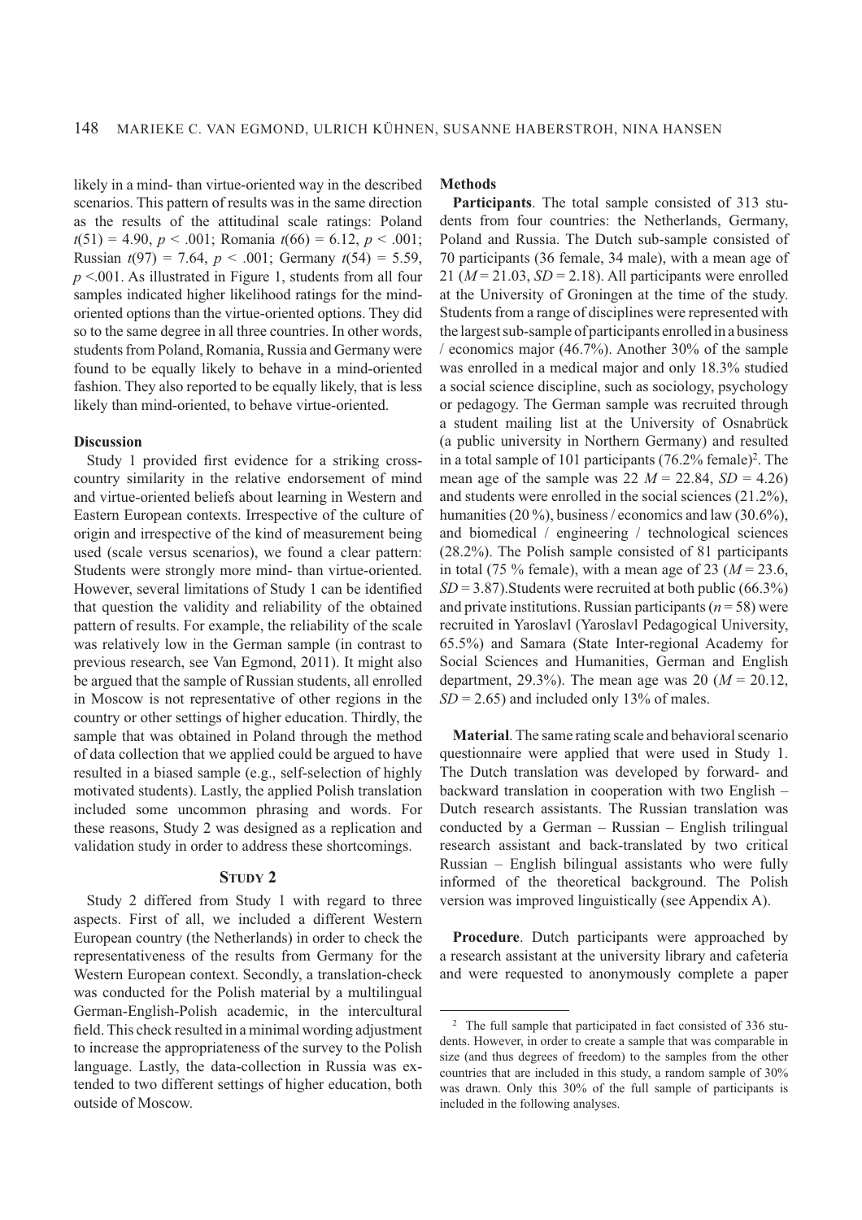likely in a mind- than virtue-oriented way in the described scenarios. This pattern of results was in the same direction as the results of the attitudinal scale ratings: Poland $t(51) = 4.90$, $p < .001$; Romania $t(66) = 6.12$, $p < .001$; Russian $t(97) = 7.64$, $p < .001$; Germany $t(54) = 5.59$, $p < .001$. As illustrated in Figure 1, students from all four samples indicated higher likelihood ratings for the mind-oriented options than the virtue-oriented options. They did so to the same degree in all three countries. In other words, students from Poland, Romania, Russia and Germany were found to be equally likely to behave in a mind-oriented fashion. They also reported to be equally likely, that is less likely than mind-oriented, to behave virtue-oriented.

### Discussion

Study 1 provided first evidence for a striking cross-country similarity in the relative endorsement of mind and virtue-oriented beliefs about learning in Western and Eastern European contexts. Irrespective of the culture of origin and irrespective of the kind of measurement being used (scale versus scenarios), we found a clear pattern: Students were strongly more mind- than virtue-oriented. However, several limitations of Study 1 can be identified that question the validity and reliability of the obtained pattern of results. For example, the reliability of the scale was relatively low in the German sample (in contrast to previous research, see Van Egmond, 2011). It might also be argued that the sample of Russian students, all enrolled in Moscow is not representative of other regions in the country or other settings of higher education. Thirdly, the sample that was obtained in Poland through the method of data collection that we applied could be argued to have resulted in a biased sample (e.g., self-selection of highly motivated students). Lastly, the applied Polish translation included some uncommon phrasing and words. For these reasons, Study 2 was designed as a replication and validation study in order to address these shortcomings.

## Study 2

Study 2 differed from Study 1 with regard to three aspects. First of all, we included a different Western European country (the Netherlands) in order to check the representativeness of the results from Germany for the Western European context. Secondly, a translation-check was conducted for the Polish material by a multilingual German-English-Polish academic, in the intercultural field. This check resulted in a minimal wording adjustment to increase the appropriateness of the survey to the Polish language. Lastly, the data-collection in Russia was extended to two different settings of higher education, both outside of Moscow.

### Methods

**Participants**. The total sample consisted of 313 students from four countries: the Netherlands, Germany, Poland and Russia. The Dutch sub-sample consisted of 70 participants (36 female, 34 male), with a mean age of 21 ($M = 21.03$, $SD = 2.18$). All participants were enrolled at the University of Groningen at the time of the study. Students from a range of disciplines were represented with the largest sub-sample of participants enrolled in a business / economics major (46.7%). Another 30% of the sample was enrolled in a medical major and only 18.3% studied a social science discipline, such as sociology, psychology or pedagogy. The German sample was recruited through a student mailing list at the University of Osnabrück (a public university in Northern Germany) and resulted in a total sample of 101 participants (76.2% female)[2]. The mean age of the sample was 22 $M = 22.84$, $SD = 4.26$) and students were enrolled in the social sciences (21.2%), humanities (20 %), business / economics and law (30.6%), and biomedical / engineering / technological sciences (28.2%). The Polish sample consisted of 81 participants in total (75 % female), with a mean age of 23 ($M = 23.6$, $SD = 3.87$).Students were recruited at both public (66.3%) and private institutions. Russian participants ($n = 58$) were recruited in Yaroslavl (Yaroslavl Pedagogical University, 65.5%) and Samara (State Inter-regional Academy for Social Sciences and Humanities, German and English department, 29.3%). The mean age was 20 ($M = 20.12$, $SD = 2.65$) and included only 13% of males.

**Material**. The same rating scale and behavioral scenario questionnaire were applied that were used in Study 1. The Dutch translation was developed by forward- and backward translation in cooperation with two English – Dutch research assistants. The Russian translation was conducted by a German – Russian – English trilingual research assistant and back-translated by two critical Russian – English bilingual assistants who were fully informed of the theoretical background. The Polish version was improved linguistically (see Appendix A).

**Procedure**. Dutch participants were approached by a research assistant at the university library and cafeteria and were requested to anonymously complete a paper

[2] The full sample that participated in fact consisted of 336 students. However, in order to create a sample that was comparable in size (and thus degrees of freedom) to the samples from the other countries that are included in this study, a random sample of 30% was drawn. Only this 30% of the full sample of participants is included in the following analyses.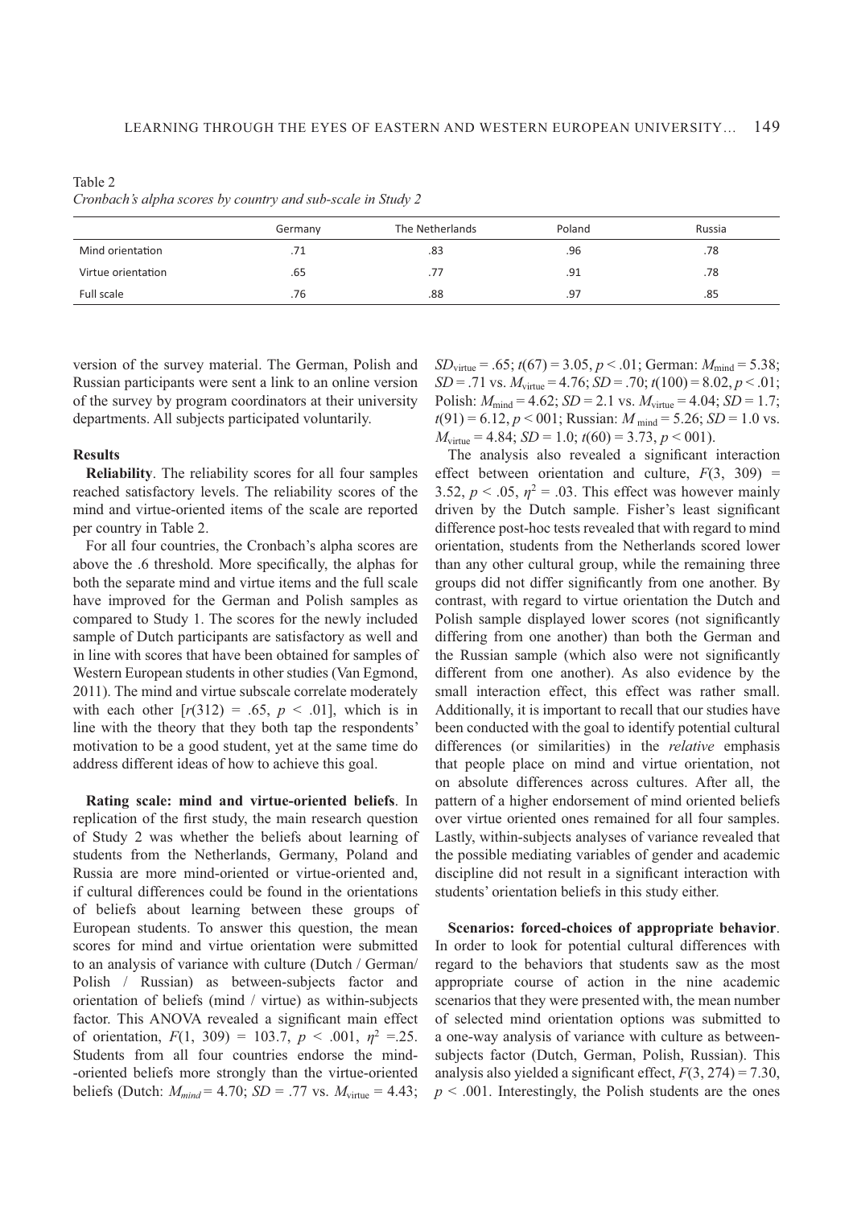Table 2
*Cronbach's alpha scores by country and sub-scale in Study 2*

| | Germany | The Netherlands | Poland | Russia |
|---|---|---|---|---|
| Mind orientation | .71 | .83 | .96 | .78 |
| Virtue orientation | .65 | .77 | .91 | .78 |
| Full scale | .76 | .88 | .97 | .85 |

version of the survey material. The German, Polish and Russian participants were sent a link to an online version of the survey by program coordinators at their university departments. All subjects participated voluntarily.

### Results

**Reliability**. The reliability scores for all four samples reached satisfactory levels. The reliability scores of the mind and virtue-oriented items of the scale are reported per country in Table 2.

For all four countries, the Cronbach's alpha scores are above the .6 threshold. More specifically, the alphas for both the separate mind and virtue items and the full scale have improved for the German and Polish samples as compared to Study 1. The scores for the newly included sample of Dutch participants are satisfactory as well and in line with scores that have been obtained for samples of Western European students in other studies (Van Egmond, 2011). The mind and virtue subscale correlate moderately with each other [$r(312) = .65$, $p < .01$], which is in line with the theory that they both tap the respondents' motivation to be a good student, yet at the same time do address different ideas of how to achieve this goal.

**Rating scale: mind and virtue-oriented beliefs**. In replication of the first study, the main research question of Study 2 was whether the beliefs about learning of students from the Netherlands, Germany, Poland and Russia are more mind-oriented or virtue-oriented and, if cultural differences could be found in the orientations of beliefs about learning between these groups of European students. To answer this question, the mean scores for mind and virtue orientation were submitted to an analysis of variance with culture (Dutch / German/ Polish / Russian) as between-subjects factor and orientation of beliefs (mind / virtue) as within-subjects factor. This ANOVA revealed a significant main effect of orientation, $F(1, 309) = 103.7$, $p < .001$, $\eta^2 = .25$. Students from all four countries endorse the mind-oriented beliefs more strongly than the virtue-oriented beliefs (Dutch: $M_{mind} = 4.70$; $SD = .77$ vs. $M_{virtue} = 4.43$; $SD_{virtue} = .65$; $t(67) = 3.05$, $p < .01$; German: $M_{mind} = 5.38$; $SD = .71$ vs. $M_{virtue} = 4.76$; $SD = .70$; $t(100) = 8.02$, $p < .01$; Polish: $M_{mind} = 4.62$; $SD = 2.1$ vs. $M_{virtue} = 4.04$; $SD = 1.7$; $t(91) = 6.12$, $p < 001$; Russian: $M_{mind} = 5.26$; $SD = 1.0$ vs. $M_{virtue} = 4.84$; $SD = 1.0$; $t(60) = 3.73$, $p < 001$).

The analysis also revealed a significant interaction effect between orientation and culture, $F(3, 309) = 3.52$, $p < .05$, $\eta^2 = .03$. This effect was however mainly driven by the Dutch sample. Fisher's least significant difference post-hoc tests revealed that with regard to mind orientation, students from the Netherlands scored lower than any other cultural group, while the remaining three groups did not differ significantly from one another. By contrast, with regard to virtue orientation the Dutch and Polish sample displayed lower scores (not significantly differing from one another) than both the German and the Russian sample (which also were not significantly different from one another). As also evidence by the small interaction effect, this effect was rather small. Additionally, it is important to recall that our studies have been conducted with the goal to identify potential cultural differences (or similarities) in the *relative* emphasis that people place on mind and virtue orientation, not on absolute differences across cultures. After all, the pattern of a higher endorsement of mind oriented beliefs over virtue oriented ones remained for all four samples. Lastly, within-subjects analyses of variance revealed that the possible mediating variables of gender and academic discipline did not result in a significant interaction with students' orientation beliefs in this study either.

**Scenarios: forced-choices of appropriate behavior**. In order to look for potential cultural differences with regard to the behaviors that students saw as the most appropriate course of action in the nine academic scenarios that they were presented with, the mean number of selected mind orientation options was submitted to a one-way analysis of variance with culture as between-subjects factor (Dutch, German, Polish, Russian). This analysis also yielded a significant effect, $F(3, 274) = 7.30$, $p < .001$. Interestingly, the Polish students are the ones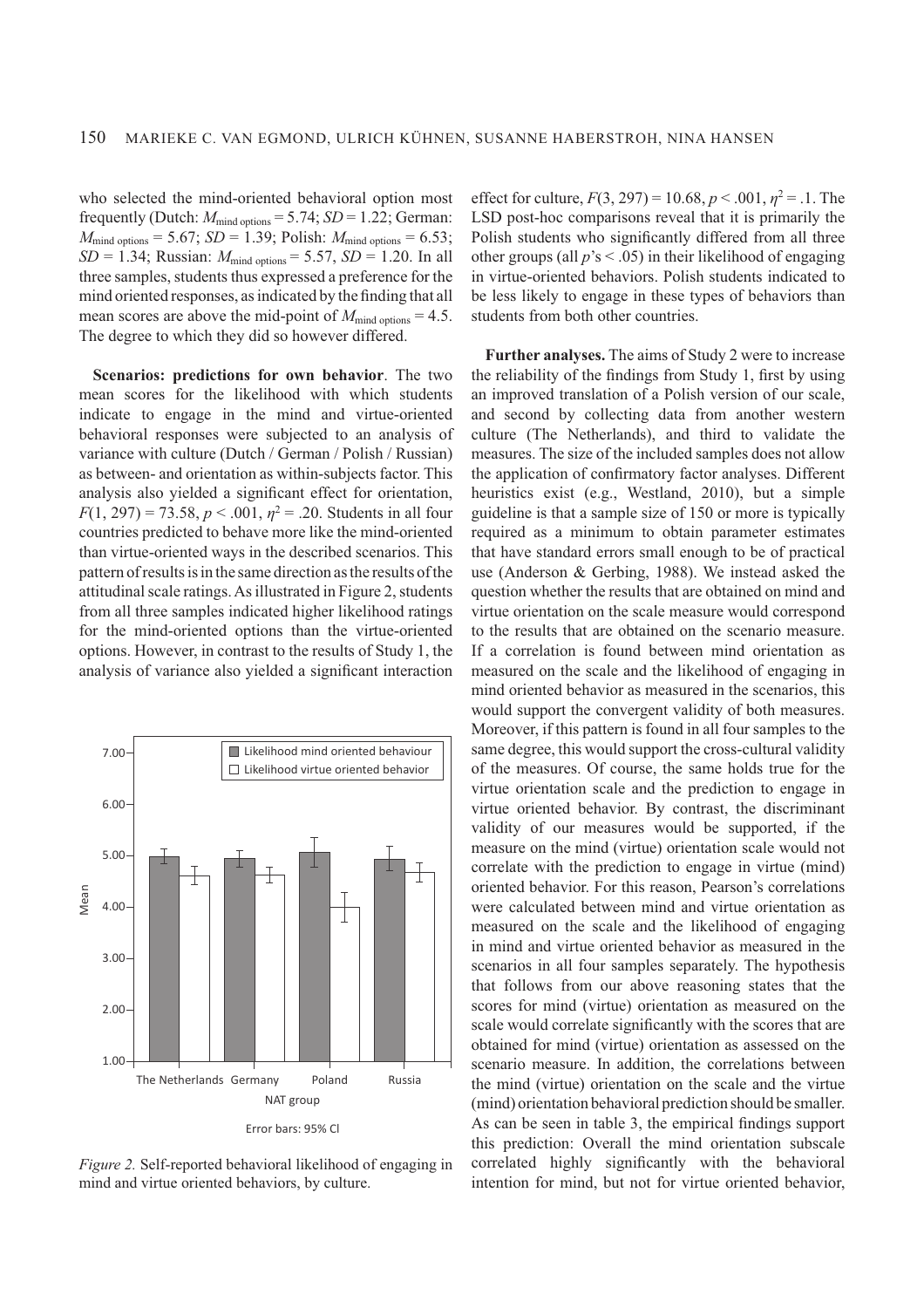who selected the mind-oriented behavioral option most frequently (Dutch: $M_{\text{mind options}} = 5.74$; $SD = 1.22$; German: $M_{\text{mind options}} = 5.67$; $SD = 1.39$; Polish: $M_{\text{mind options}} = 6.53$; $SD = 1.34$; Russian: $M_{\text{mind options}} = 5.57$, $SD = 1.20$. In all three samples, students thus expressed a preference for the mind oriented responses, as indicated by the finding that all mean scores are above the mid-point of $M_{\text{mind options}} = 4.5$. The degree to which they did so however differed.

**Scenarios: predictions for own behavior**. The two mean scores for the likelihood with which students indicate to engage in the mind and virtue-oriented behavioral responses were subjected to an analysis of variance with culture (Dutch / German / Polish / Russian) as between- and orientation as within-subjects factor. This analysis also yielded a significant effect for orientation, $F(1, 297) = 73.58$, $p < .001$, $\eta^2 = .20$. Students in all four countries predicted to behave more like the mind-oriented than virtue-oriented ways in the described scenarios. This pattern of results is in the same direction as the results of the attitudinal scale ratings. As illustrated in Figure 2, students from all three samples indicated higher likelihood ratings for the mind-oriented options than the virtue-oriented options. However, in contrast to the results of Study 1, the analysis of variance also yielded a significant interaction effect for culture, $F(3, 297) = 10.68$, $p < .001$, $\eta^2 = .1$. The LSD post-hoc comparisons reveal that it is primarily the Polish students who significantly differed from all three other groups (all $p$'s $< .05$) in their likelihood of engaging in virtue-oriented behaviors. Polish students indicated to be less likely to engage in these types of behaviors than students from both other countries.

*Figure 2.* Self-reported behavioral likelihood of engaging in mind and virtue oriented behaviors, by culture.

**Further analyses.** The aims of Study 2 were to increase the reliability of the findings from Study 1, first by using an improved translation of a Polish version of our scale, and second by collecting data from another western culture (The Netherlands), and third to validate the measures. The size of the included samples does not allow the application of confirmatory factor analyses. Different heuristics exist (e.g., Westland, 2010), but a simple guideline is that a sample size of 150 or more is typically required as a minimum to obtain parameter estimates that have standard errors small enough to be of practical use (Anderson & Gerbing, 1988). We instead asked the question whether the results that are obtained on mind and virtue orientation on the scale measure would correspond to the results that are obtained on the scenario measure. If a correlation is found between mind orientation as measured on the scale and the likelihood of engaging in mind oriented behavior as measured in the scenarios, this would support the convergent validity of both measures. Moreover, if this pattern is found in all four samples to the same degree, this would support the cross-cultural validity of the measures. Of course, the same holds true for the virtue orientation scale and the prediction to engage in virtue oriented behavior. By contrast, the discriminant validity of our measures would be supported, if the measure on the mind (virtue) orientation scale would not correlate with the prediction to engage in virtue (mind) oriented behavior. For this reason, Pearson's correlations were calculated between mind and virtue orientation as measured on the scale and the likelihood of engaging in mind and virtue oriented behavior as measured in the scenarios in all four samples separately. The hypothesis that follows from our above reasoning states that the scores for mind (virtue) orientation as measured on the scale would correlate significantly with the scores that are obtained for mind (virtue) orientation as assessed on the scenario measure. In addition, the correlations between the mind (virtue) orientation on the scale and the virtue (mind) orientation behavioral prediction should be smaller. As can be seen in table 3, the empirical findings support this prediction: Overall the mind orientation subscale correlated highly significantly with the behavioral intention for mind, but not for virtue oriented behavior,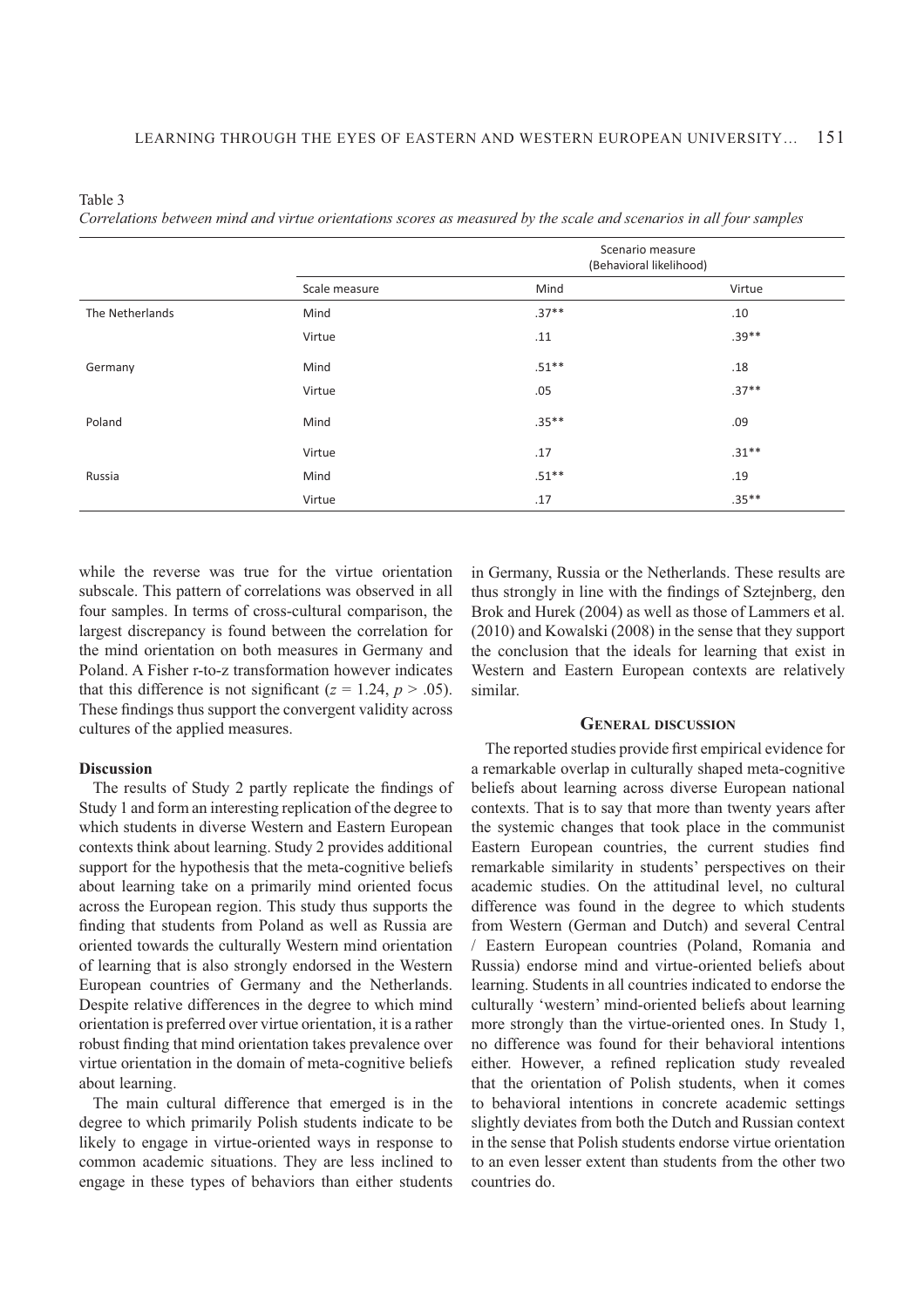Table 3

*Correlations between mind and virtue orientations scores as measured by the scale and scenarios in all four samples*

| | | Scenario measure (Behavioral likelihood) | |
|---|---|---|---|
| | Scale measure | Mind | Virtue |
| The Netherlands | Mind | .37** | .10 |
| | Virtue | .11 | .39** |
| Germany | Mind | .51** | .18 |
| | Virtue | .05 | .37** |
| Poland | Mind | .35** | .09 |
| | Virtue | .17 | .31** |
| Russia | Mind | .51** | .19 |
| | Virtue | .17 | .35** |

while the reverse was true for the virtue orientation subscale. This pattern of correlations was observed in all four samples. In terms of cross-cultural comparison, the largest discrepancy is found between the correlation for the mind orientation on both measures in Germany and Poland. A Fisher r-to-z transformation however indicates that this difference is not significant ($z = 1.24$, $p > .05$). These findings thus support the convergent validity across cultures of the applied measures.

**Discussion**

The results of Study 2 partly replicate the findings of Study 1 and form an interesting replication of the degree to which students in diverse Western and Eastern European contexts think about learning. Study 2 provides additional support for the hypothesis that the meta-cognitive beliefs about learning take on a primarily mind oriented focus across the European region. This study thus supports the finding that students from Poland as well as Russia are oriented towards the culturally Western mind orientation of learning that is also strongly endorsed in the Western European countries of Germany and the Netherlands. Despite relative differences in the degree to which mind orientation is preferred over virtue orientation, it is a rather robust finding that mind orientation takes prevalence over virtue orientation in the domain of meta-cognitive beliefs about learning.

The main cultural difference that emerged is in the degree to which primarily Polish students indicate to be likely to engage in virtue-oriented ways in response to common academic situations. They are less inclined to engage in these types of behaviors than either students in Germany, Russia or the Netherlands. These results are thus strongly in line with the findings of Sztejnberg, den Brok and Hurek (2004) as well as those of Lammers et al. (2010) and Kowalski (2008) in the sense that they support the conclusion that the ideals for learning that exist in Western and Eastern European contexts are relatively similar.

## General discussion

The reported studies provide first empirical evidence for a remarkable overlap in culturally shaped meta-cognitive beliefs about learning across diverse European national contexts. That is to say that more than twenty years after the systemic changes that took place in the communist Eastern European countries, the current studies find remarkable similarity in students' perspectives on their academic studies. On the attitudinal level, no cultural difference was found in the degree to which students from Western (German and Dutch) and several Central / Eastern European countries (Poland, Romania and Russia) endorse mind and virtue-oriented beliefs about learning. Students in all countries indicated to endorse the culturally 'western' mind-oriented beliefs about learning more strongly than the virtue-oriented ones. In Study 1, no difference was found for their behavioral intentions either. However, a refined replication study revealed that the orientation of Polish students, when it comes to behavioral intentions in concrete academic settings slightly deviates from both the Dutch and Russian context in the sense that Polish students endorse virtue orientation to an even lesser extent than students from the other two countries do.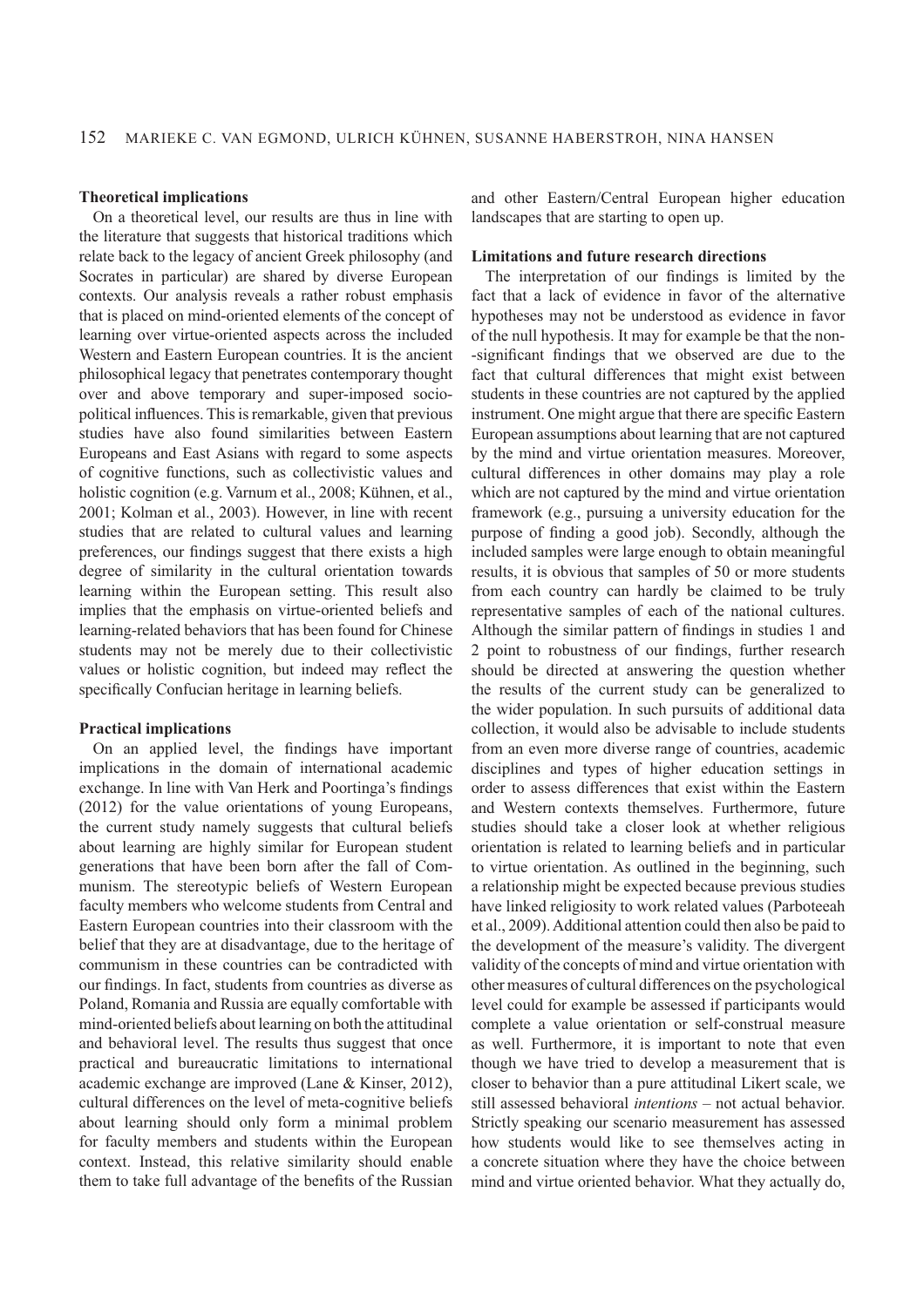#### Theoretical implications

On a theoretical level, our results are thus in line with the literature that suggests that historical traditions which relate back to the legacy of ancient Greek philosophy (and Socrates in particular) are shared by diverse European contexts. Our analysis reveals a rather robust emphasis that is placed on mind-oriented elements of the concept of learning over virtue-oriented aspects across the included Western and Eastern European countries. It is the ancient philosophical legacy that penetrates contemporary thought over and above temporary and super-imposed socio-political influences. This is remarkable, given that previous studies have also found similarities between Eastern Europeans and East Asians with regard to some aspects of cognitive functions, such as collectivistic values and holistic cognition (e.g. Varnum et al., 2008; Kühnen, et al., 2001; Kolman et al., 2003). However, in line with recent studies that are related to cultural values and learning preferences, our findings suggest that there exists a high degree of similarity in the cultural orientation towards learning within the European setting. This result also implies that the emphasis on virtue-oriented beliefs and learning-related behaviors that has been found for Chinese students may not be merely due to their collectivistic values or holistic cognition, but indeed may reflect the specifically Confucian heritage in learning beliefs.

#### Practical implications

On an applied level, the findings have important implications in the domain of international academic exchange. In line with Van Herk and Poortinga's findings (2012) for the value orientations of young Europeans, the current study namely suggests that cultural beliefs about learning are highly similar for European student generations that have been born after the fall of Communism. The stereotypic beliefs of Western European faculty members who welcome students from Central and Eastern European countries into their classroom with the belief that they are at disadvantage, due to the heritage of communism in these countries can be contradicted with our findings. In fact, students from countries as diverse as Poland, Romania and Russia are equally comfortable with mind-oriented beliefs about learning on both the attitudinal and behavioral level. The results thus suggest that once practical and bureaucratic limitations to international academic exchange are improved (Lane & Kinser, 2012), cultural differences on the level of meta-cognitive beliefs about learning should only form a minimal problem for faculty members and students within the European context. Instead, this relative similarity should enable them to take full advantage of the benefits of the Russian and other Eastern/Central European higher education landscapes that are starting to open up.

#### Limitations and future research directions

The interpretation of our findings is limited by the fact that a lack of evidence in favor of the alternative hypotheses may not be understood as evidence in favor of the null hypothesis. It may for example be that the non--significant findings that we observed are due to the fact that cultural differences that might exist between students in these countries are not captured by the applied instrument. One might argue that there are specific Eastern European assumptions about learning that are not captured by the mind and virtue orientation measures. Moreover, cultural differences in other domains may play a role which are not captured by the mind and virtue orientation framework (e.g., pursuing a university education for the purpose of finding a good job). Secondly, although the included samples were large enough to obtain meaningful results, it is obvious that samples of 50 or more students from each country can hardly be claimed to be truly representative samples of each of the national cultures. Although the similar pattern of findings in studies 1 and 2 point to robustness of our findings, further research should be directed at answering the question whether the results of the current study can be generalized to the wider population. In such pursuits of additional data collection, it would also be advisable to include students from an even more diverse range of countries, academic disciplines and types of higher education settings in order to assess differences that exist within the Eastern and Western contexts themselves. Furthermore, future studies should take a closer look at whether religious orientation is related to learning beliefs and in particular to virtue orientation. As outlined in the beginning, such a relationship might be expected because previous studies have linked religiosity to work related values (Parboteeah et al., 2009). Additional attention could then also be paid to the development of the measure's validity. The divergent validity of the concepts of mind and virtue orientation with other measures of cultural differences on the psychological level could for example be assessed if participants would complete a value orientation or self-construal measure as well. Furthermore, it is important to note that even though we have tried to develop a measurement that is closer to behavior than a pure attitudinal Likert scale, we still assessed behavioral *intentions* – not actual behavior. Strictly speaking our scenario measurement has assessed how students would like to see themselves acting in a concrete situation where they have the choice between mind and virtue oriented behavior. What they actually do,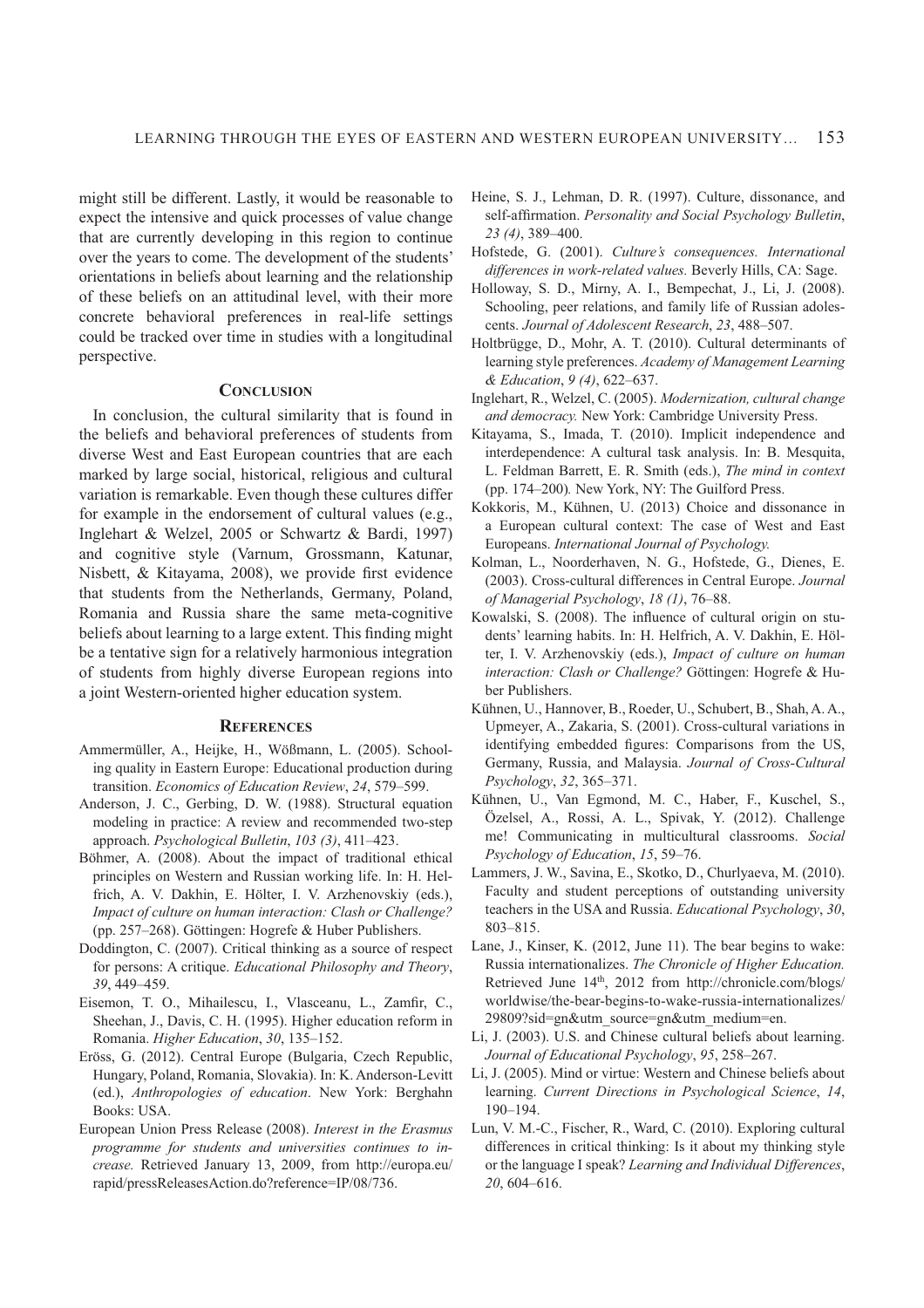might still be different. Lastly, it would be reasonable to expect the intensive and quick processes of value change that are currently developing in this region to continue over the years to come. The development of the students' orientations in beliefs about learning and the relationship of these beliefs on an attitudinal level, with their more concrete behavioral preferences in real-life settings could be tracked over time in studies with a longitudinal perspective.

## Conclusion

In conclusion, the cultural similarity that is found in the beliefs and behavioral preferences of students from diverse West and East European countries that are each marked by large social, historical, religious and cultural variation is remarkable. Even though these cultures differ for example in the endorsement of cultural values (e.g., Inglehart & Welzel, 2005 or Schwartz & Bardi, 1997) and cognitive style (Varnum, Grossmann, Katunar, Nisbett, & Kitayama, 2008), we provide first evidence that students from the Netherlands, Germany, Poland, Romania and Russia share the same meta-cognitive beliefs about learning to a large extent. This finding might be a tentative sign for a relatively harmonious integration of students from highly diverse European regions into a joint Western-oriented higher education system.

## References

Ammermüller, A., Heijke, H., Wößmann, L. (2005). Schooling quality in Eastern Europe: Educational production during transition. *Economics of Education Review*, *24*, 579–599.

Anderson, J. C., Gerbing, D. W. (1988). Structural equation modeling in practice: A review and recommended two-step approach. *Psychological Bulletin*, *103 (3)*, 411–423.

Böhmer, A. (2008). About the impact of traditional ethical principles on Western and Russian working life. In: H. Helfrich, A. V. Dakhin, E. Hölter, I. V. Arzhenovskiy (eds.), *Impact of culture on human interaction: Clash or Challenge?* (pp. 257–268). Göttingen: Hogrefe & Huber Publishers.

Doddington, C. (2007). Critical thinking as a source of respect for persons: A critique. *Educational Philosophy and Theory*, *39*, 449–459.

Eisemon, T. O., Mihailescu, I., Vlasceanu, L., Zamfir, C., Sheehan, J., Davis, C. H. (1995). Higher education reform in Romania. *Higher Education*, *30*, 135–152.

Eröss, G. (2012). Central Europe (Bulgaria, Czech Republic, Hungary, Poland, Romania, Slovakia). In: K. Anderson-Levitt (ed.), *Anthropologies of education*. New York: Berghahn Books: USA.

European Union Press Release (2008). *Interest in the Erasmus programme for students and universities continues to increase.* Retrieved January 13, 2009, from http://europa.eu/rapid/pressReleasesAction.do?reference=IP/08/736.

Heine, S. J., Lehman, D. R. (1997). Culture, dissonance, and self-affirmation. *Personality and Social Psychology Bulletin*, *23 (4)*, 389–400.

Hofstede, G. (2001). *Culture's consequences. International differences in work-related values*. Beverly Hills, CA: Sage.

Holloway, S. D., Mirny, A. I., Bempechat, J., Li, J. (2008). Schooling, peer relations, and family life of Russian adolescents. *Journal of Adolescent Research*, *23*, 488–507.

Holtbrügge, D., Mohr, A. T. (2010). Cultural determinants of learning style preferences. *Academy of Management Learning & Education*, *9 (4)*, 622–637.

Inglehart, R., Welzel, C. (2005). *Modernization, cultural change and democracy.* New York: Cambridge University Press.

Kitayama, S., Imada, T. (2010). Implicit independence and interdependence: A cultural task analysis. In: B. Mesquita, L. Feldman Barrett, E. R. Smith (eds.), *The mind in context* (pp. 174–200)*.* New York, NY: The Guilford Press.

Kokkoris, M., Kühnen, U. (2013) Choice and dissonance in a European cultural context: The case of West and East Europeans. *International Journal of Psychology.*

Kolman, L., Noorderhaven, N. G., Hofstede, G., Dienes, E. (2003). Cross-cultural differences in Central Europe. *Journal of Managerial Psychology*, *18 (1)*, 76–88.

Kowalski, S. (2008). The influence of cultural origin on students' learning habits. In: H. Helfrich, A. V. Dakhin, E. Hölter, I. V. Arzhenovskiy (eds.), *Impact of culture on human interaction: Clash or Challenge?* Göttingen: Hogrefe & Huber Publishers.

Kühnen, U., Hannover, B., Roeder, U., Schubert, B., Shah, A. A., Upmeyer, A., Zakaria, S. (2001). Cross-cultural variations in identifying embedded figures: Comparisons from the US, Germany, Russia, and Malaysia. *Journal of Cross-Cultural Psychology*, *32*, 365–371.

Kühnen, U., Van Egmond, M. C., Haber, F., Kuschel, S., Özelsel, A., Rossi, A. L., Spivak, Y. (2012). Challenge me! Communicating in multicultural classrooms. *Social Psychology of Education*, *15*, 59–76.

Lammers, J. W., Savina, E., Skotko, D., Churlyaeva, M. (2010). Faculty and student perceptions of outstanding university teachers in the USA and Russia. *Educational Psychology*, *30*, 803–815.

Lane, J., Kinser, K. (2012, June 11). The bear begins to wake: Russia internationalizes. *The Chronicle of Higher Education.* Retrieved June 14th, 2012 from http://chronicle.com/blogs/worldwise/the-bear-begins-to-wake-russia-internationalizes/29809?sid=gn&utm_source=gn&utm_medium=en.

Li, J. (2003). U.S. and Chinese cultural beliefs about learning. *Journal of Educational Psychology*, *95*, 258–267.

Li, J. (2005). Mind or virtue: Western and Chinese beliefs about learning. *Current Directions in Psychological Science*, *14*, 190–194.

Lun, V. M.-C., Fischer, R., Ward, C. (2010). Exploring cultural differences in critical thinking: Is it about my thinking style or the language I speak? *Learning and Individual Differences*, *20*, 604–616.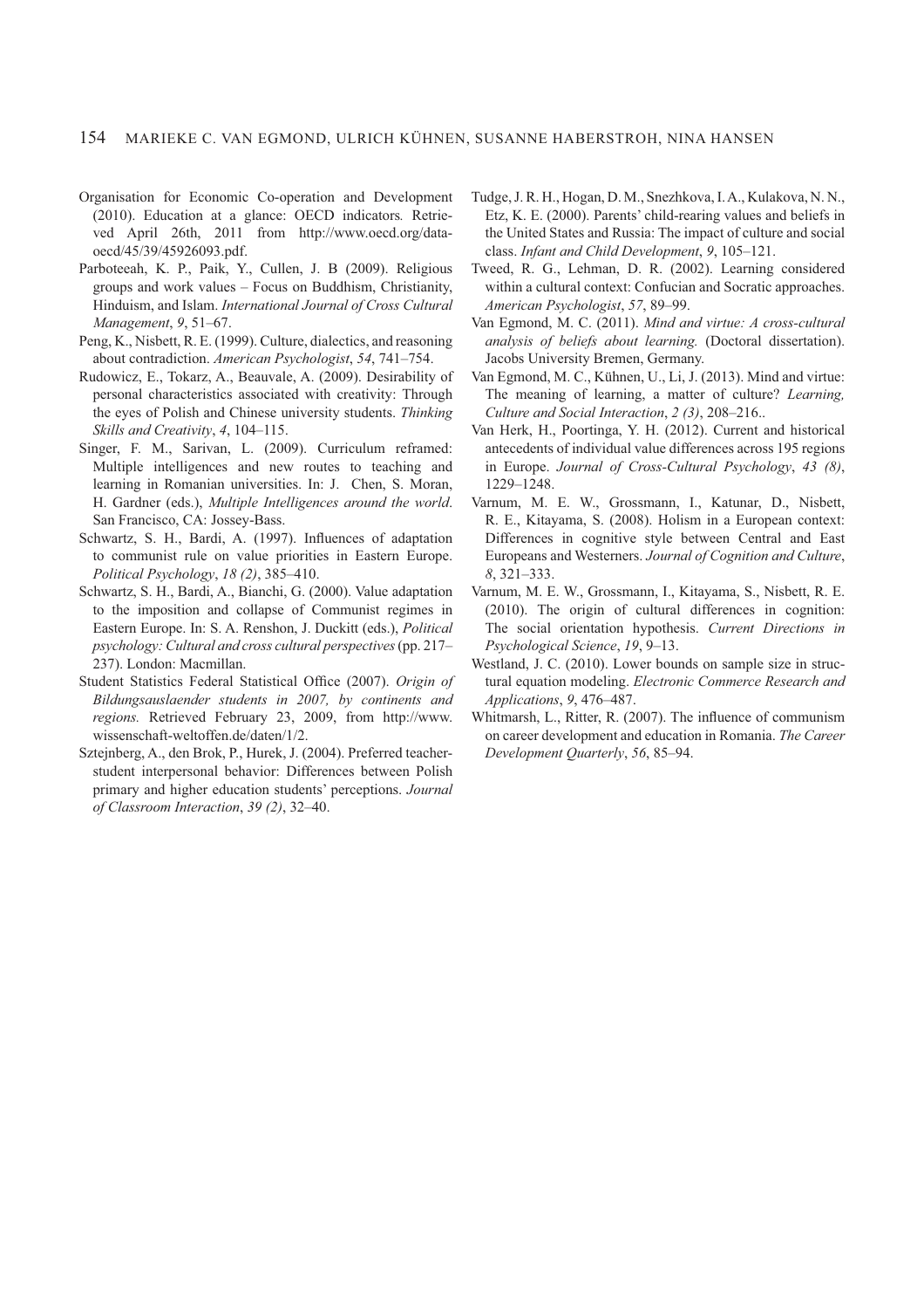Organisation for Economic Co-operation and Development (2010). Education at a glance: OECD indicators*.* Retrieved April 26th, 2011 from http://www.oecd.org/dataoecd/45/39/45926093.pdf.

Parboteeah, K. P., Paik, Y., Cullen, J. B (2009). Religious groups and work values – Focus on Buddhism, Christianity, Hinduism, and Islam. *International Journal of Cross Cultural Management*, *9*, 51–67.

Peng, K., Nisbett, R. E. (1999). Culture, dialectics, and reasoning about contradiction. *American Psychologist*, *54*, 741–754.

Rudowicz, E., Tokarz, A., Beauvale, A. (2009). Desirability of personal characteristics associated with creativity: Through the eyes of Polish and Chinese university students. *Thinking Skills and Creativity*, *4*, 104–115.

Singer, F. M., Sarivan, L. (2009). Curriculum reframed: Multiple intelligences and new routes to teaching and learning in Romanian universities. In: J. Chen, S. Moran, H. Gardner (eds.), *Multiple Intelligences around the world*. San Francisco, CA: Jossey-Bass.

Schwartz, S. H., Bardi, A. (1997). Influences of adaptation to communist rule on value priorities in Eastern Europe. *Political Psychology*, *18 (2)*, 385–410.

Schwartz, S. H., Bardi, A., Bianchi, G. (2000). Value adaptation to the imposition and collapse of Communist regimes in Eastern Europe. In: S. A. Renshon, J. Duckitt (eds.), *Political psychology: Cultural and cross cultural perspectives* (pp. 217–237). London: Macmillan.

Student Statistics Federal Statistical Office (2007). *Origin of Bildungsauslaender students in 2007, by continents and regions.* Retrieved February 23, 2009, from http://www.wissenschaft-weltoffen.de/daten/1/2.

Sztejnberg, A., den Brok, P., Hurek, J. (2004). Preferred teacher-student interpersonal behavior: Differences between Polish primary and higher education students' perceptions. *Journal of Classroom Interaction*, *39 (2)*, 32–40.

Tudge, J. R. H., Hogan, D. M., Snezhkova, I. A., Kulakova, N. N., Etz, K. E. (2000). Parents' child-rearing values and beliefs in the United States and Russia: The impact of culture and social class. *Infant and Child Development*, *9*, 105–121.

Tweed, R. G., Lehman, D. R. (2002). Learning considered within a cultural context: Confucian and Socratic approaches. *American Psychologist*, *57*, 89–99.

Van Egmond, M. C. (2011). *Mind and virtue: A cross-cultural analysis of beliefs about learning.* (Doctoral dissertation). Jacobs University Bremen, Germany.

Van Egmond, M. C., Kühnen, U., Li, J. (2013). Mind and virtue: The meaning of learning, a matter of culture? *Learning, Culture and Social Interaction*, *2 (3)*, 208–216..

Van Herk, H., Poortinga, Y. H. (2012). Current and historical antecedents of individual value differences across 195 regions in Europe. *Journal of Cross-Cultural Psychology*, *43 (8)*, 1229–1248.

Varnum, M. E. W., Grossmann, I., Katunar, D., Nisbett, R. E., Kitayama, S. (2008). Holism in a European context: Differences in cognitive style between Central and East Europeans and Westerners. *Journal of Cognition and Culture*, *8*, 321–333.

Varnum, M. E. W., Grossmann, I., Kitayama, S., Nisbett, R. E. (2010). The origin of cultural differences in cognition: The social orientation hypothesis. *Current Directions in Psychological Science*, *19*, 9–13.

Westland, J. C. (2010). Lower bounds on sample size in structural equation modeling. *Electronic Commerce Research and Applications*, *9*, 476–487.

Whitmarsh, L., Ritter, R. (2007). The influence of communism on career development and education in Romania. *The Career Development Quarterly*, *56*, 85–94.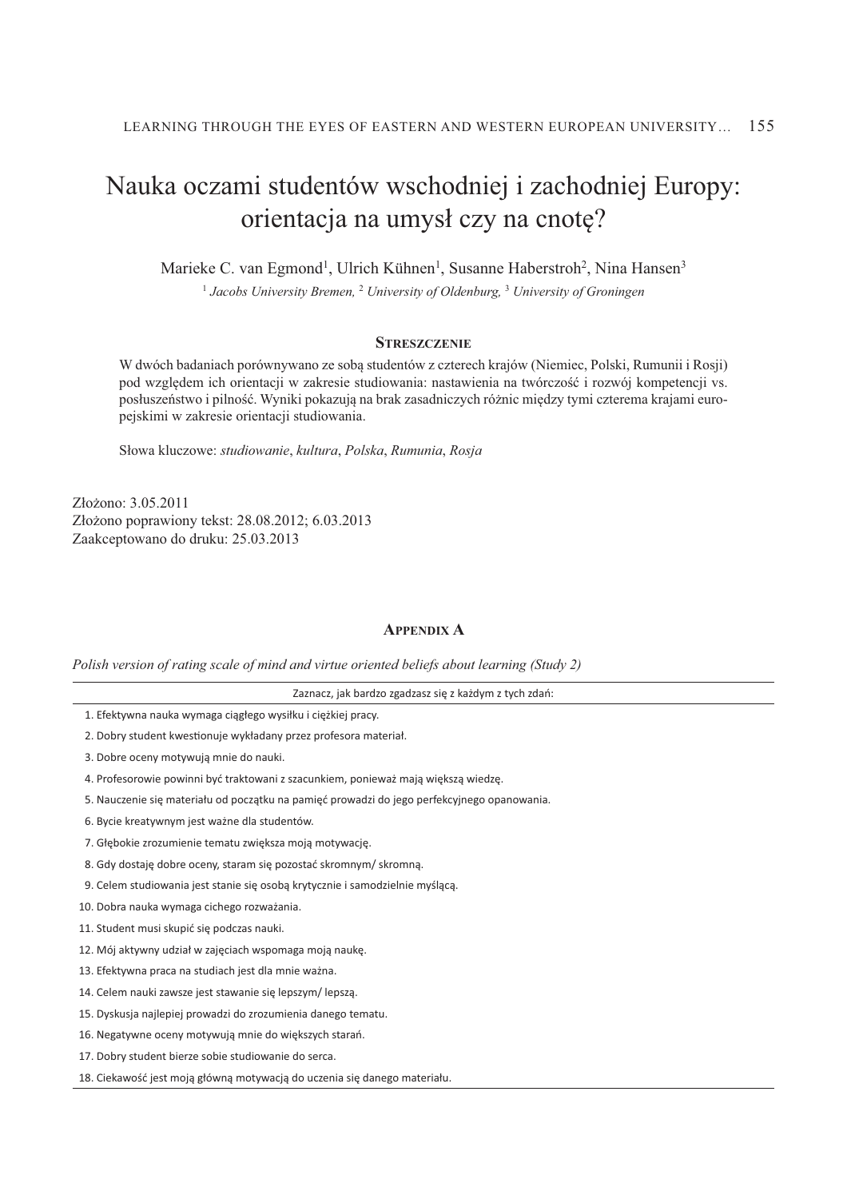# Nauka oczami studentów wschodniej i zachodniej Europy: orientacja na umysł czy na cnotę?

Marieke C. van Egmond[1], Ulrich Kühnen[1], Susanne Haberstroh[2], Nina Hansen[3]

[1] *Jacobs University Bremen,* [2] *University of Oldenburg,* [3] *University of Groningen*

## Streszczenie

W dwóch badaniach porównywano ze sobą studentów z czterech krajów (Niemiec, Polski, Rumunii i Rosji) pod względem ich orientacji w zakresie studiowania: nastawienia na twórczość i rozwój kompetencji vs. posłuszeństwo i pilność. Wyniki pokazują na brak zasadniczych różnic między tymi czterema krajami europejskimi w zakresie orientacji studiowania.

Słowa kluczowe: *studiowanie*, *kultura*, *Polska*, *Rumunia*, *Rosja*

Złożono: 3.05.2011
Złożono poprawiony tekst: 28.08.2012; 6.03.2013
Zaakceptowano do druku: 25.03.2013

## Appendix A

*Polish version of rating scale of mind and virtue oriented beliefs about learning (Study 2)*

| Zaznacz, jak bardzo zgadzasz się z każdym z tych zdań: |
|---|
| 1. Efektywna nauka wymaga ciągłego wysiłku i ciężkiej pracy. |
| 2. Dobry student kwestionuje wykładany przez profesora materiał. |
| 3. Dobre oceny motywują mnie do nauki. |
| 4. Profesorowie powinni być traktowani z szacunkiem, ponieważ mają większą wiedzę. |
| 5. Nauczenie się materiału od początku na pamięć prowadzi do jego perfekcyjnego opanowania. |
| 6. Bycie kreatywnym jest ważne dla studentów. |
| 7. Głębokie zrozumienie tematu zwiększa moją motywację. |
| 8. Gdy dostaję dobre oceny, staram się pozostać skromnym/ skromną. |
| 9. Celem studiowania jest stanie się osobą krytycznie i samodzielnie myślącą. |
| 10. Dobra nauka wymaga cichego rozważania. |
| 11. Student musi skupić się podczas nauki. |
| 12. Mój aktywny udział w zajęciach wspomaga moją naukę. |
| 13. Efektywna praca na studiach jest dla mnie ważna. |
| 14. Celem nauki zawsze jest stawanie się lepszym/ lepszą. |
| 15. Dyskusja najlepiej prowadzi do zrozumienia danego tematu. |
| 16. Negatywne oceny motywują mnie do większych starań. |
| 17. Dobry student bierze sobie studiowanie do serca. |
| 18. Ciekawość jest moją główną motywacją do uczenia się danego materiału. |